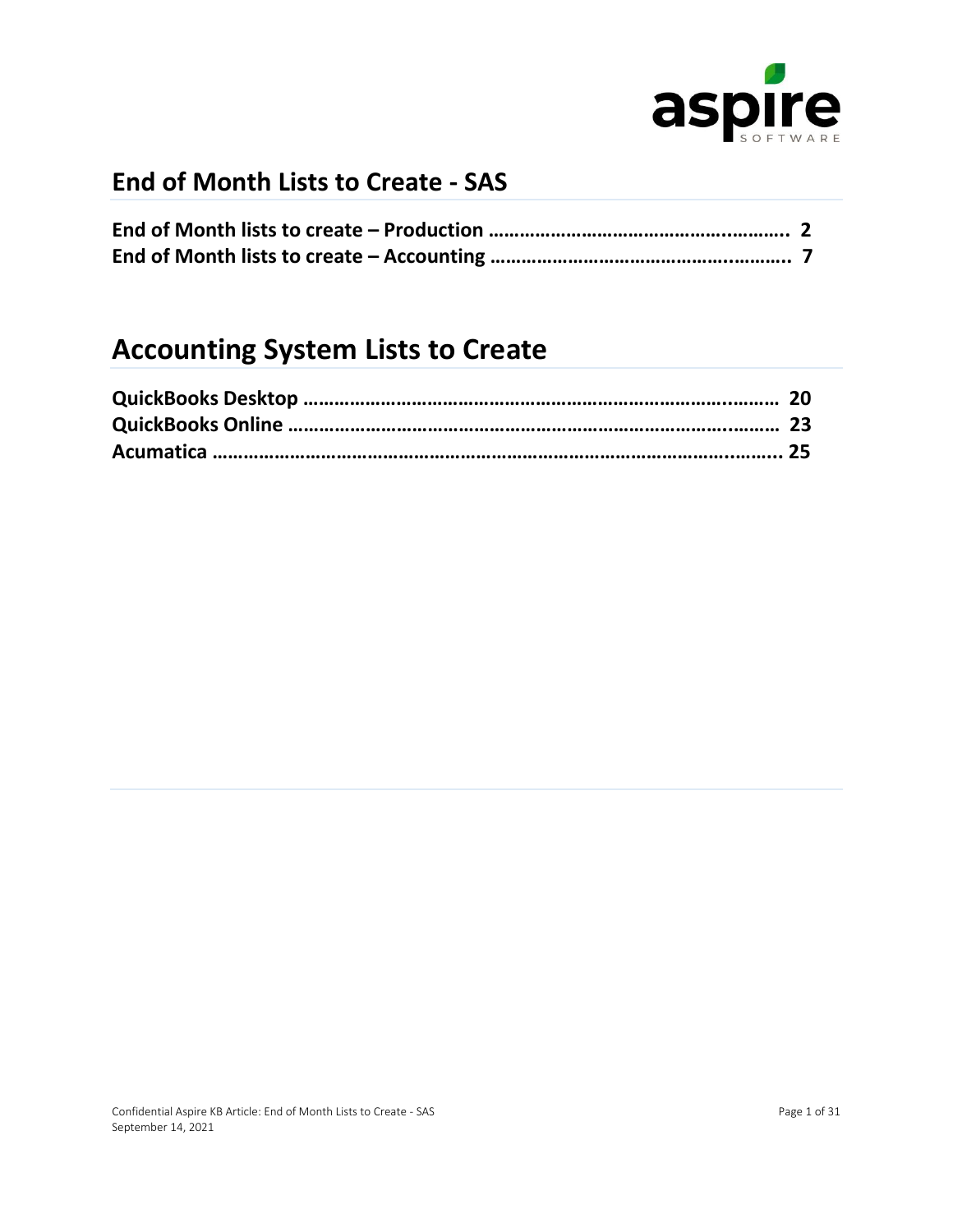## End of Month Lists to Create - SAS

**End of Month lists to create – Production ........................................................ 2**
**End of Month lists to create – Accounting ........................................................ 7**

# Accounting System Lists to Create

**QuickBooks Desktop ........................................................................................ 20**
**QuickBooks Online ........................................................................................... 23**
**Acumatica ........................................................................................................ 25**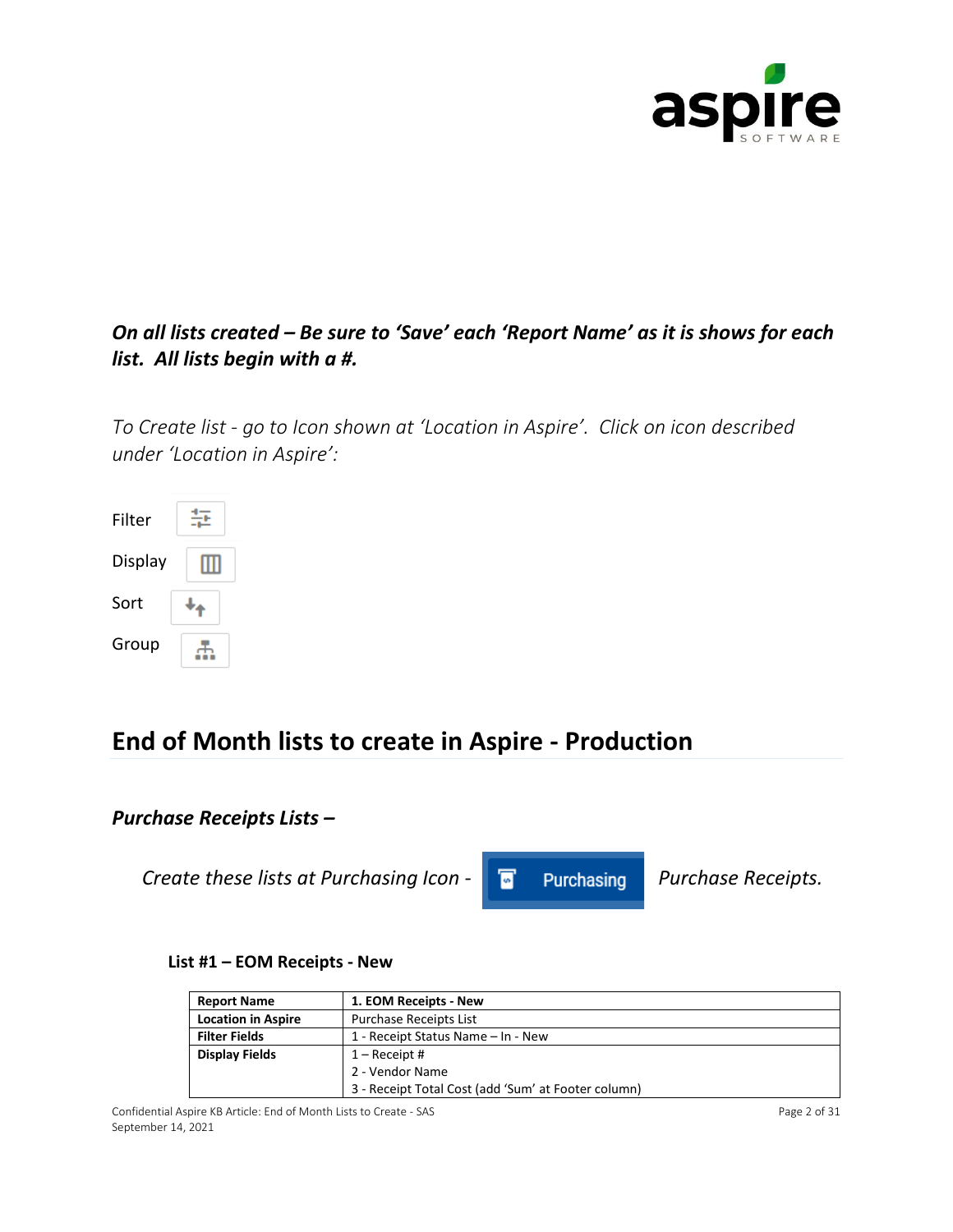***On all lists created – Be sure to 'Save' each 'Report Name' as it is shows for each list. All lists begin with a #.***

*To Create list - go to Icon shown at 'Location in Aspire'. Click on icon described under 'Location in Aspire':*

Filter

Display

Sort

Group

## End of Month lists to create in Aspire - Production

### *Purchase Receipts Lists –*

*Create these lists at Purchasing Icon -* Purchasing *Purchase Receipts.*

#### List #1 – EOM Receipts - New

| **Report Name** | **1. EOM Receipts - New** |
|---|---|
| **Location in Aspire** | Purchase Receipts List |
| **Filter Fields** | 1 - Receipt Status Name – In - New |
| **Display Fields** | 1 – Receipt #<br>2 - Vendor Name<br>3 - Receipt Total Cost (add 'Sum' at Footer column) |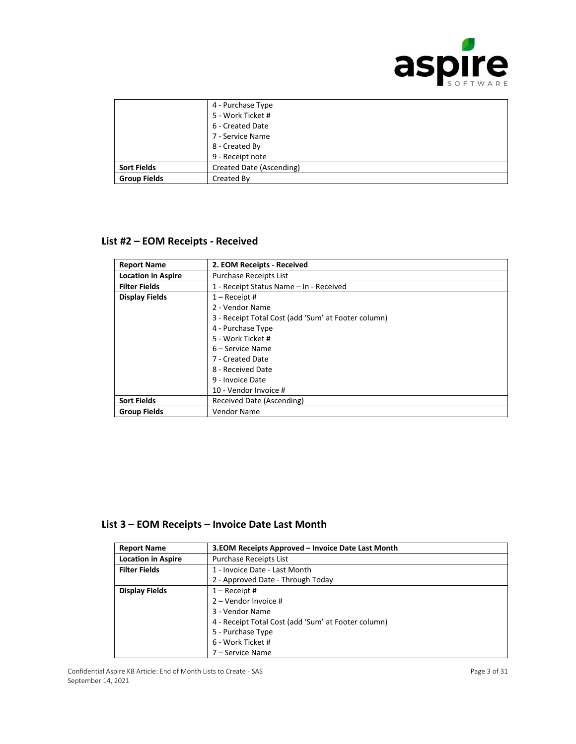| | |
|---|---|
| | 4 - Purchase Type<br>5 - Work Ticket #<br>6 - Created Date<br>7 - Service Name<br>8 - Created By<br>9 - Receipt note |
| **Sort Fields** | Created Date (Ascending) |
| **Group Fields** | Created By |

## List #2 – EOM Receipts - Received

| **Report Name** | **2. EOM Receipts - Received** |
|---|---|
| **Location in Aspire** | Purchase Receipts List |
| **Filter Fields** | 1 - Receipt Status Name – In - Received |
| **Display Fields** | 1 – Receipt #<br>2 - Vendor Name<br>3 - Receipt Total Cost (add 'Sum' at Footer column)<br>4 - Purchase Type<br>5 - Work Ticket #<br>6 – Service Name<br>7 - Created Date<br>8 - Received Date<br>9 - Invoice Date<br>10 - Vendor Invoice # |
| **Sort Fields** | Received Date (Ascending) |
| **Group Fields** | Vendor Name |

## List 3 – EOM Receipts – Invoice Date Last Month

| **Report Name** | **3.EOM Receipts Approved – Invoice Date Last Month** |
|---|---|
| **Location in Aspire** | Purchase Receipts List |
| **Filter Fields** | 1 - Invoice Date - Last Month<br>2 - Approved Date - Through Today |
| **Display Fields** | 1 – Receipt #<br>2 – Vendor Invoice #<br>3 - Vendor Name<br>4 - Receipt Total Cost (add 'Sum' at Footer column)<br>5 - Purchase Type<br>6 - Work Ticket #<br>7 – Service Name |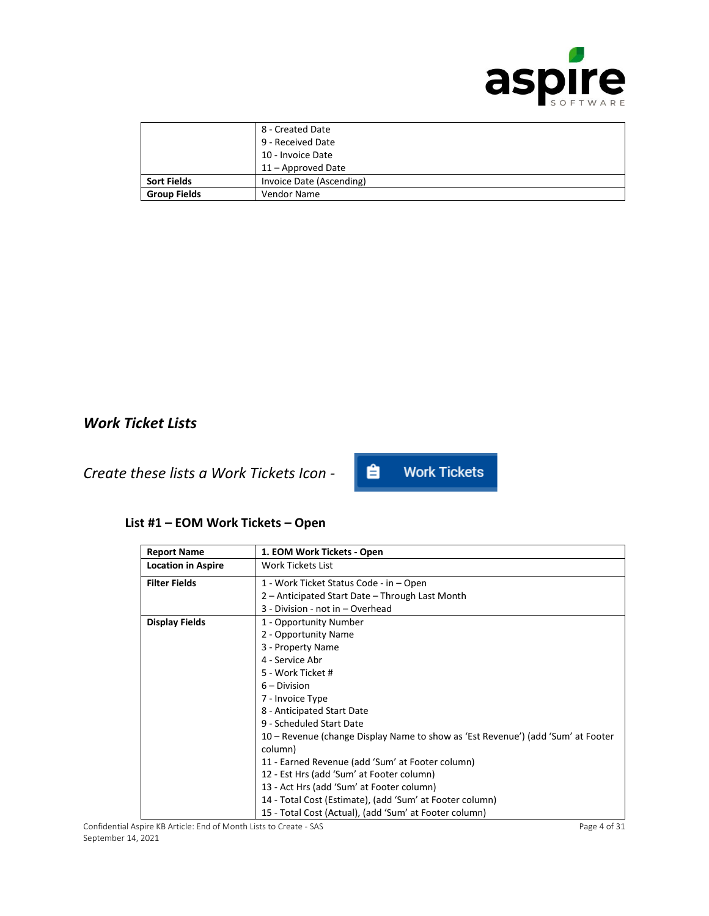|  |  |
|---|---|
|  | 8 - Created Date<br>9 - Received Date<br>10 - Invoice Date<br>11 – Approved Date |
| **Sort Fields** | Invoice Date (Ascending) |
| **Group Fields** | Vendor Name |

## *Work Ticket Lists*

*Create these lists a Work Tickets Icon -* Work Tickets

### List #1 – EOM Work Tickets – Open

|  |  |
|---|---|
| **Report Name** | **1. EOM Work Tickets - Open** |
| **Location in Aspire** | Work Tickets List |
| **Filter Fields** | 1 - Work Ticket Status Code - in – Open<br>2 – Anticipated Start Date – Through Last Month<br>3 - Division - not in – Overhead |
| **Display Fields** | 1 - Opportunity Number<br>2 - Opportunity Name<br>3 - Property Name<br>4 - Service Abr<br>5 - Work Ticket #<br>6 – Division<br>7 - Invoice Type<br>8 - Anticipated Start Date<br>9 - Scheduled Start Date<br>10 – Revenue (change Display Name to show as 'Est Revenue') (add 'Sum' at Footer column)<br>11 - Earned Revenue (add 'Sum' at Footer column)<br>12 - Est Hrs (add 'Sum' at Footer column)<br>13 - Act Hrs (add 'Sum' at Footer column)<br>14 - Total Cost (Estimate), (add 'Sum' at Footer column)<br>15 - Total Cost (Actual), (add 'Sum' at Footer column) |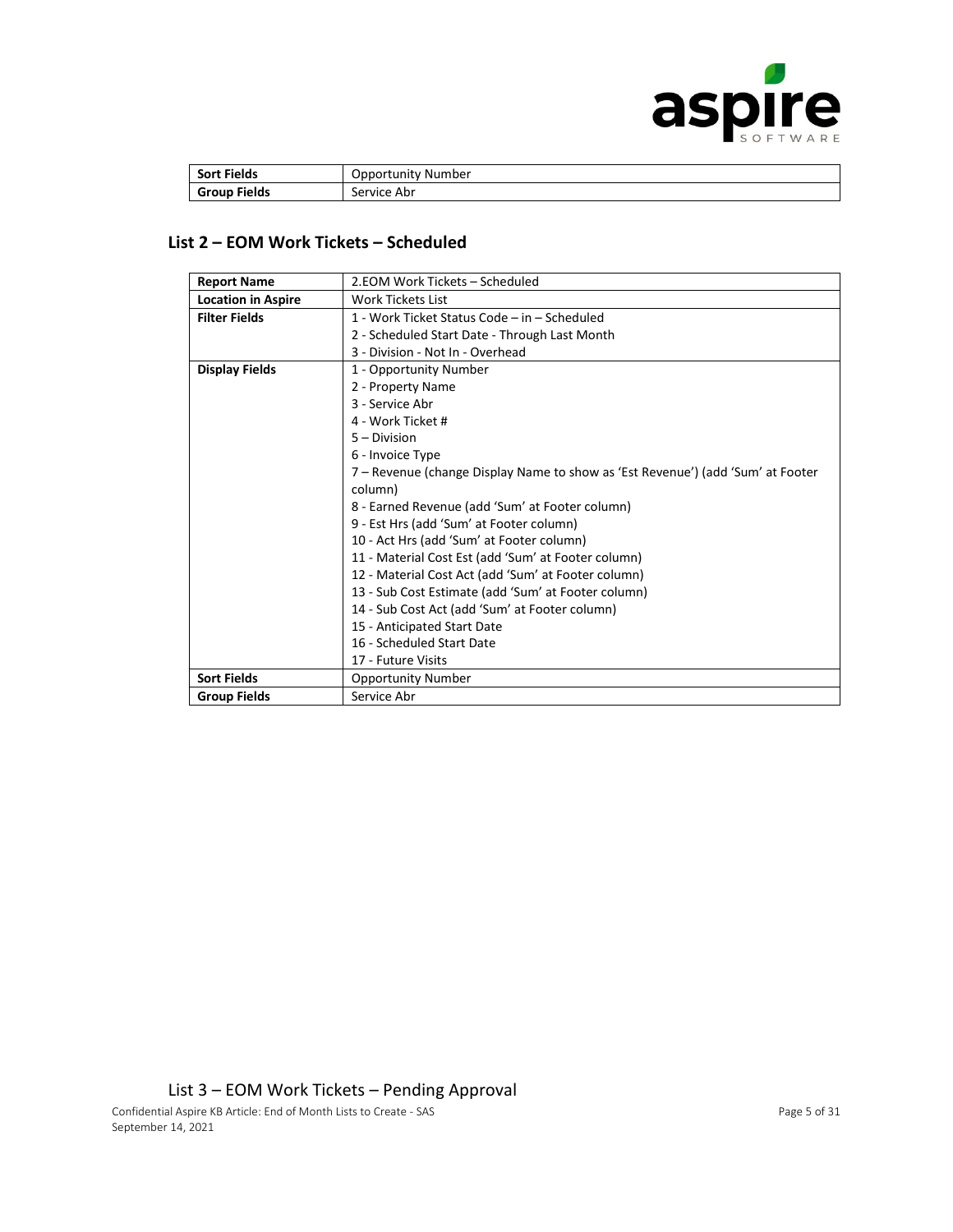| Sort Fields | Opportunity Number |
| --- | --- |
| Group Fields | Service Abr |

## List 2 – EOM Work Tickets – Scheduled

| Report Name | 2.EOM Work Tickets – Scheduled |
| --- | --- |
| Location in Aspire | Work Tickets List |
| Filter Fields | 1 - Work Ticket Status Code – in – Scheduled<br>2 - Scheduled Start Date - Through Last Month<br>3 - Division - Not In - Overhead |
| Display Fields | 1 - Opportunity Number<br>2 - Property Name<br>3 - Service Abr<br>4 - Work Ticket #<br>5 – Division<br>6 - Invoice Type<br>7 – Revenue (change Display Name to show as 'Est Revenue') (add 'Sum' at Footer column)<br>8 - Earned Revenue (add 'Sum' at Footer column)<br>9 - Est Hrs (add 'Sum' at Footer column)<br>10 - Act Hrs (add 'Sum' at Footer column)<br>11 - Material Cost Est (add 'Sum' at Footer column)<br>12 - Material Cost Act (add 'Sum' at Footer column)<br>13 - Sub Cost Estimate (add 'Sum' at Footer column)<br>14 - Sub Cost Act (add 'Sum' at Footer column)<br>15 - Anticipated Start Date<br>16 - Scheduled Start Date<br>17 - Future Visits |
| Sort Fields | Opportunity Number |
| Group Fields | Service Abr |

## List 3 – EOM Work Tickets – Pending Approval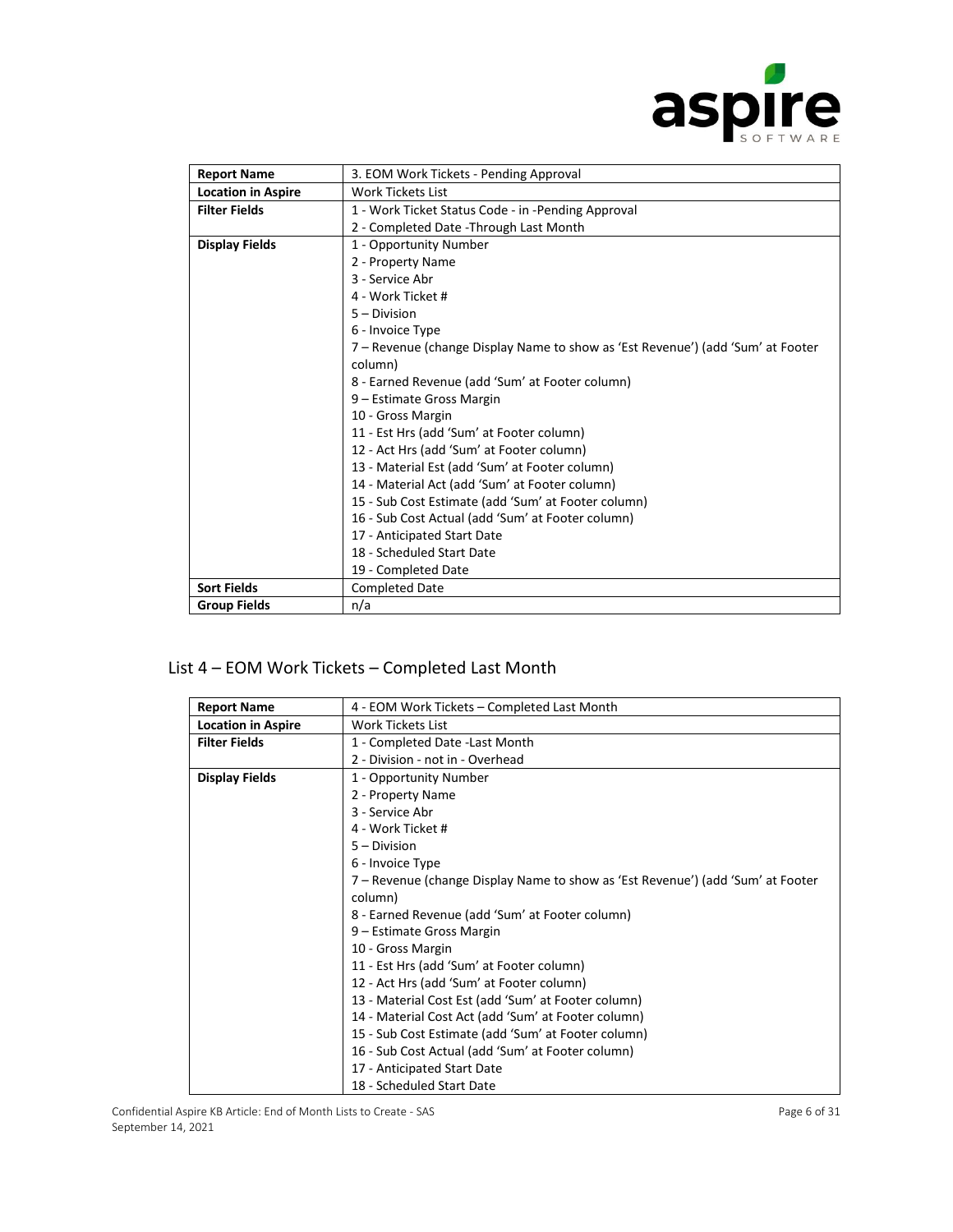| Report Name | 3. EOM Work Tickets - Pending Approval |
| --- | --- |
| Location in Aspire | Work Tickets List |
| Filter Fields | 1 - Work Ticket Status Code - in -Pending Approval<br>2 - Completed Date -Through Last Month |
| Display Fields | 1 - Opportunity Number<br>2 - Property Name<br>3 - Service Abr<br>4 - Work Ticket #<br>5 – Division<br>6 - Invoice Type<br>7 – Revenue (change Display Name to show as 'Est Revenue') (add 'Sum' at Footer column)<br>8 - Earned Revenue (add 'Sum' at Footer column)<br>9 – Estimate Gross Margin<br>10 - Gross Margin<br>11 - Est Hrs (add 'Sum' at Footer column)<br>12 - Act Hrs (add 'Sum' at Footer column)<br>13 - Material Est (add 'Sum' at Footer column)<br>14 - Material Act (add 'Sum' at Footer column)<br>15 - Sub Cost Estimate (add 'Sum' at Footer column)<br>16 - Sub Cost Actual (add 'Sum' at Footer column)<br>17 - Anticipated Start Date<br>18 - Scheduled Start Date<br>19 - Completed Date |
| Sort Fields | Completed Date |
| Group Fields | n/a |

## List 4 – EOM Work Tickets – Completed Last Month

| Report Name | 4 - EOM Work Tickets – Completed Last Month |
| --- | --- |
| Location in Aspire | Work Tickets List |
| Filter Fields | 1 - Completed Date -Last Month<br>2 - Division - not in - Overhead |
| Display Fields | 1 - Opportunity Number<br>2 - Property Name<br>3 - Service Abr<br>4 - Work Ticket #<br>5 – Division<br>6 - Invoice Type<br>7 – Revenue (change Display Name to show as 'Est Revenue') (add 'Sum' at Footer column)<br>8 - Earned Revenue (add 'Sum' at Footer column)<br>9 – Estimate Gross Margin<br>10 - Gross Margin<br>11 - Est Hrs (add 'Sum' at Footer column)<br>12 - Act Hrs (add 'Sum' at Footer column)<br>13 - Material Cost Est (add 'Sum' at Footer column)<br>14 - Material Cost Act (add 'Sum' at Footer column)<br>15 - Sub Cost Estimate (add 'Sum' at Footer column)<br>16 - Sub Cost Actual (add 'Sum' at Footer column)<br>17 - Anticipated Start Date<br>18 - Scheduled Start Date |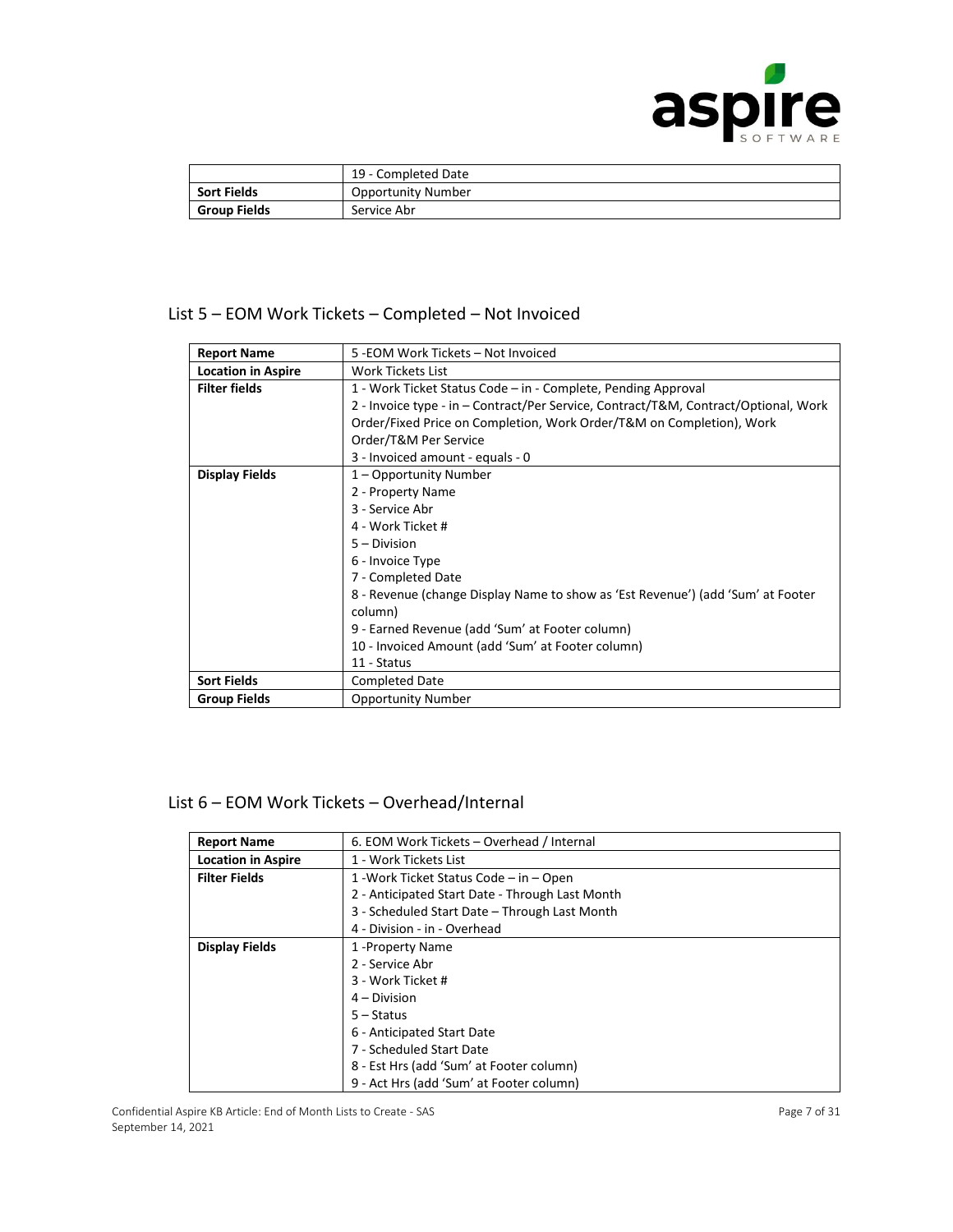| | |
|---|---|
| | 19 - Completed Date |
| **Sort Fields** | Opportunity Number |
| **Group Fields** | Service Abr |

## List 5 – EOM Work Tickets – Completed – Not Invoiced

| | |
|---|---|
| **Report Name** | 5 -EOM Work Tickets – Not Invoiced |
| **Location in Aspire** | Work Tickets List |
| **Filter fields** | 1 - Work Ticket Status Code – in - Complete, Pending Approval<br>2 - Invoice type - in – Contract/Per Service, Contract/T&M, Contract/Optional, Work Order/Fixed Price on Completion, Work Order/T&M on Completion), Work Order/T&M Per Service<br>3 - Invoiced amount - equals - 0 |
| **Display Fields** | 1 – Opportunity Number<br>2 - Property Name<br>3 - Service Abr<br>4 - Work Ticket #<br>5 – Division<br>6 - Invoice Type<br>7 - Completed Date<br>8 - Revenue (change Display Name to show as 'Est Revenue') (add 'Sum' at Footer column)<br>9 - Earned Revenue (add 'Sum' at Footer column)<br>10 - Invoiced Amount (add 'Sum' at Footer column)<br>11 - Status |
| **Sort Fields** | Completed Date |
| **Group Fields** | Opportunity Number |

## List 6 – EOM Work Tickets – Overhead/Internal

| | |
|---|---|
| **Report Name** | 6. EOM Work Tickets – Overhead / Internal |
| **Location in Aspire** | 1 - Work Tickets List |
| **Filter Fields** | 1 -Work Ticket Status Code – in – Open<br>2 - Anticipated Start Date - Through Last Month<br>3 - Scheduled Start Date – Through Last Month<br>4 - Division - in - Overhead |
| **Display Fields** | 1 -Property Name<br>2 - Service Abr<br>3 - Work Ticket #<br>4 – Division<br>5 – Status<br>6 - Anticipated Start Date<br>7 - Scheduled Start Date<br>8 - Est Hrs (add 'Sum' at Footer column)<br>9 - Act Hrs (add 'Sum' at Footer column) |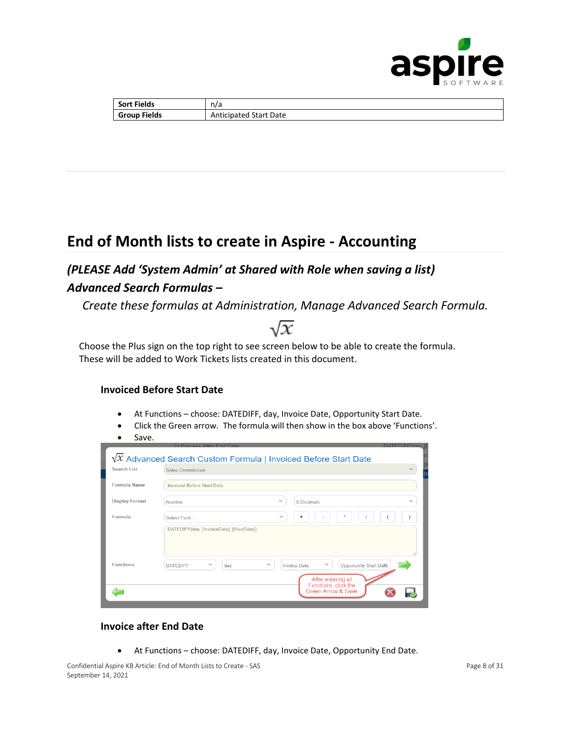| Sort Fields | n/a |
|---|---|
| Group Fields | Anticipated Start Date |

# End of Month lists to create in Aspire - Accounting

## *(PLEASE Add 'System Admin' at Shared with Role when saving a list)*

## *Advanced Search Formulas –*

*Create these formulas at Administration, Manage Advanced Search Formula.*

Choose the Plus sign on the top right to see screen below to be able to create the formula. These will be added to Work Tickets lists created in this document.

### Invoiced Before Start Date

- At Functions – choose: DATEDIFF, day, Invoice Date, Opportunity Start Date.
- Click the Green arrow. The formula will then show in the box above 'Functions'.
- Save.

### Invoice after End Date

- At Functions – choose: DATEDIFF, day, Invoice Date, Opportunity End Date.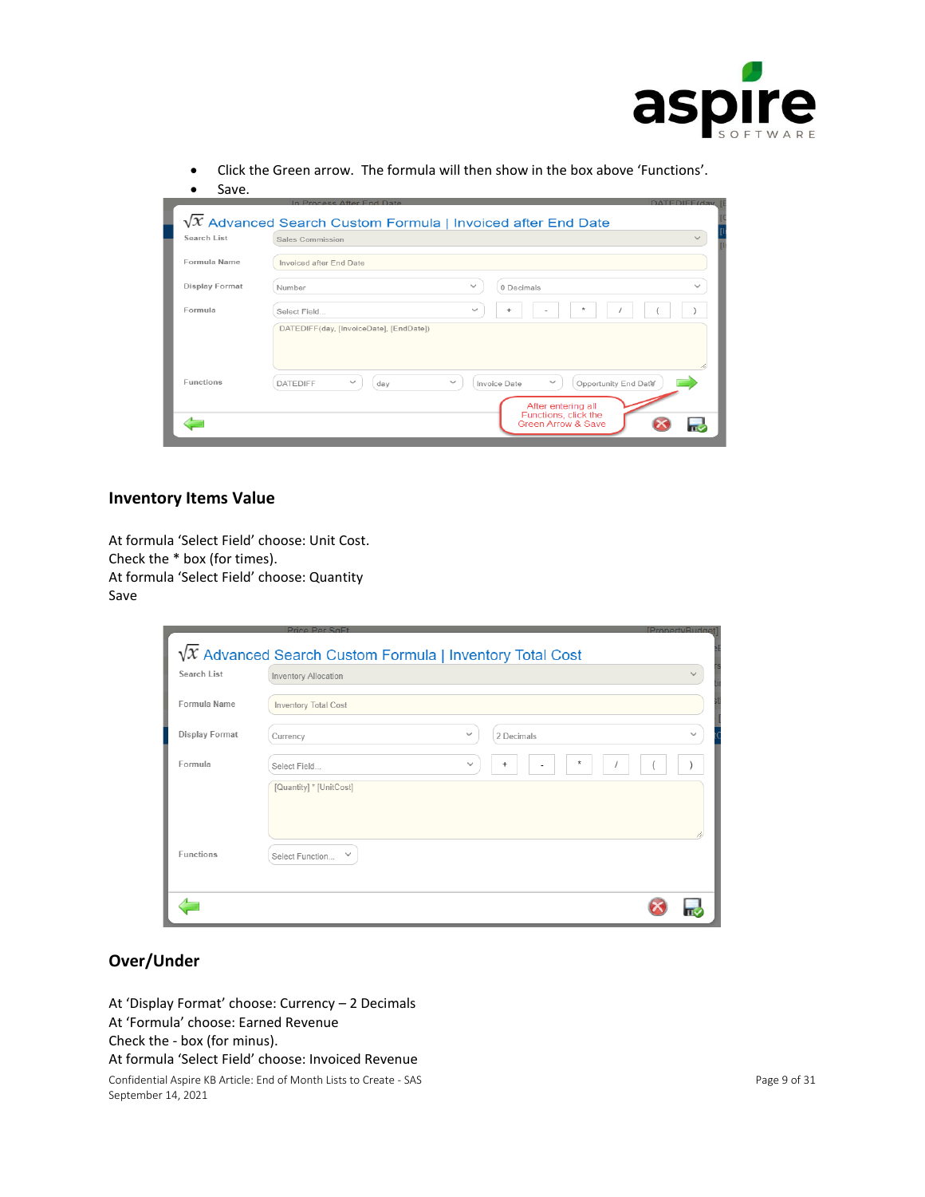- Click the Green arrow. The formula will then show in the box above 'Functions'.
- Save.

## Inventory Items Value

At formula 'Select Field' choose: Unit Cost.
Check the * box (for times).
At formula 'Select Field' choose: Quantity
Save

## Over/Under

At 'Display Format' choose: Currency – 2 Decimals
At 'Formula' choose: Earned Revenue
Check the - box (for minus).
At formula 'Select Field' choose: Invoiced Revenue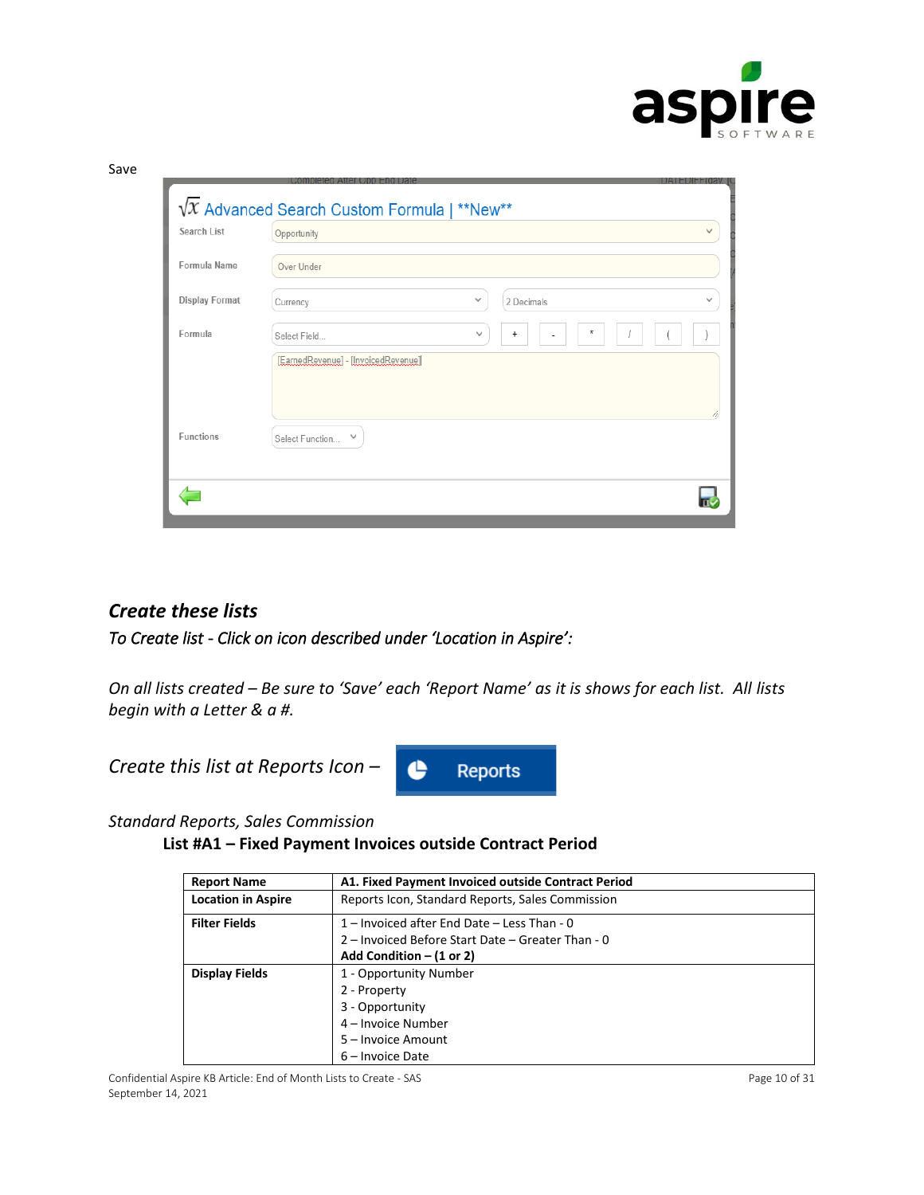Save

*Create these lists*

*To Create list - Click on icon described under 'Location in Aspire':*

*On all lists created – Be sure to 'Save' each 'Report Name' as it is shows for each list. All lists begin with a Letter & a #.*

*Create this list at Reports Icon –*

*Standard Reports, Sales Commission*

**List #A1 – Fixed Payment Invoices outside Contract Period**

| **Report Name** | **A1. Fixed Payment Invoiced outside Contract Period** |
|---|---|
| **Location in Aspire** | Reports Icon, Standard Reports, Sales Commission |
| **Filter Fields** | 1 – Invoiced after End Date – Less Than - 0<br>2 – Invoiced Before Start Date – Greater Than - 0<br>**Add Condition – (1 or 2)** |
| **Display Fields** | 1 - Opportunity Number<br>2 - Property<br>3 - Opportunity<br>4 – Invoice Number<br>5 – Invoice Amount<br>6 – Invoice Date |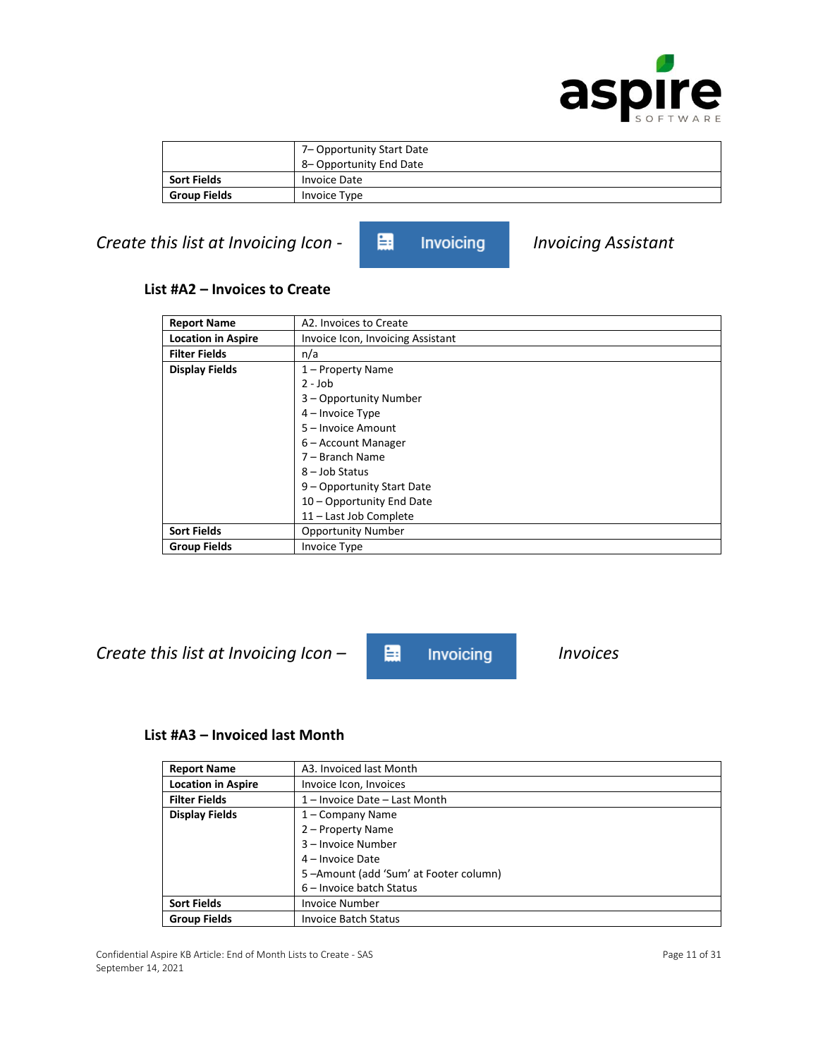| | |
|---|---|
| | 7– Opportunity Start Date<br>8– Opportunity End Date |
| **Sort Fields** | Invoice Date |
| **Group Fields** | Invoice Type |

*Create this list at Invoicing Icon -* Invoicing *Invoicing Assistant*

### List #A2 – Invoices to Create

| | |
|---|---|
| **Report Name** | A2. Invoices to Create |
| **Location in Aspire** | Invoice Icon, Invoicing Assistant |
| **Filter Fields** | n/a |
| **Display Fields** | 1 – Property Name<br>2 - Job<br>3 – Opportunity Number<br>4 – Invoice Type<br>5 – Invoice Amount<br>6 – Account Manager<br>7 – Branch Name<br>8 – Job Status<br>9 – Opportunity Start Date<br>10 – Opportunity End Date<br>11 – Last Job Complete |
| **Sort Fields** | Opportunity Number |
| **Group Fields** | Invoice Type |

*Create this list at Invoicing Icon –* Invoicing *Invoices*

### List #A3 – Invoiced last Month

| | |
|---|---|
| **Report Name** | A3. Invoiced last Month |
| **Location in Aspire** | Invoice Icon, Invoices |
| **Filter Fields** | 1 – Invoice Date – Last Month |
| **Display Fields** | 1 – Company Name<br>2 – Property Name<br>3 – Invoice Number<br>4 – Invoice Date<br>5 –Amount (add 'Sum' at Footer column)<br>6 – Invoice batch Status |
| **Sort Fields** | Invoice Number |
| **Group Fields** | Invoice Batch Status |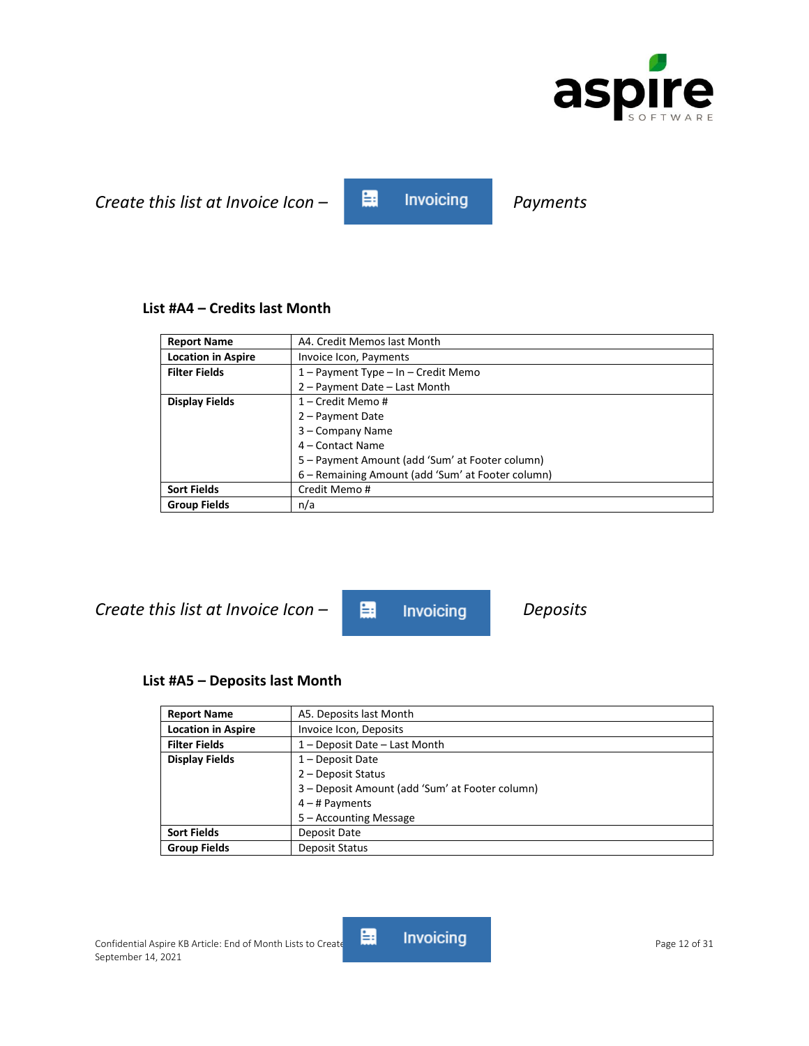*Create this list at Invoice Icon – Invoicing Payments*

### List #A4 – Credits last Month

| **Report Name** | A4. Credit Memos last Month |
|---|---|
| **Location in Aspire** | Invoice Icon, Payments |
| **Filter Fields** | 1 – Payment Type – In – Credit Memo<br>2 – Payment Date – Last Month |
| **Display Fields** | 1 – Credit Memo #<br>2 – Payment Date<br>3 – Company Name<br>4 – Contact Name<br>5 – Payment Amount (add 'Sum' at Footer column)<br>6 – Remaining Amount (add 'Sum' at Footer column) |
| **Sort Fields** | Credit Memo # |
| **Group Fields** | n/a |

*Create this list at Invoice Icon – Invoicing Deposits*

### List #A5 – Deposits last Month

| **Report Name** | A5. Deposits last Month |
|---|---|
| **Location in Aspire** | Invoice Icon, Deposits |
| **Filter Fields** | 1 – Deposit Date – Last Month |
| **Display Fields** | 1 – Deposit Date<br>2 – Deposit Status<br>3 – Deposit Amount (add 'Sum' at Footer column)<br>4 – # Payments<br>5 – Accounting Message |
| **Sort Fields** | Deposit Date |
| **Group Fields** | Deposit Status |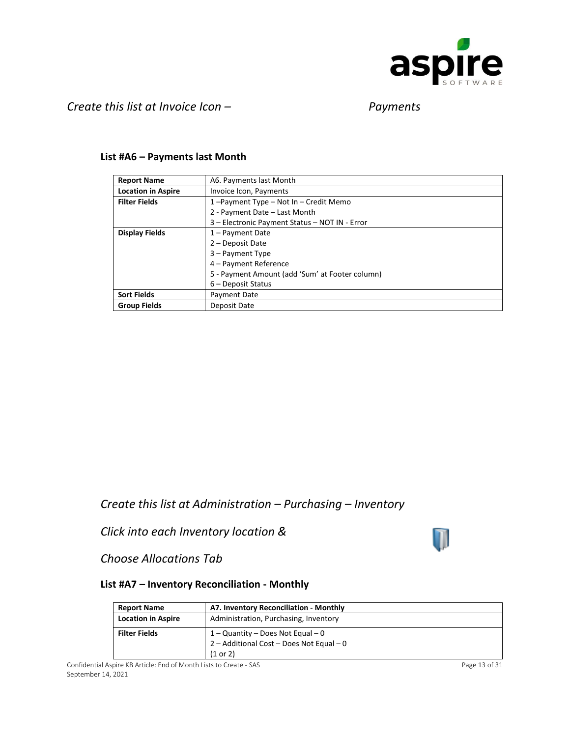*Create this list at Invoice Icon – Payments*

### List #A6 – Payments last Month

| **Report Name** | A6. Payments last Month |
|---|---|
| **Location in Aspire** | Invoice Icon, Payments |
| **Filter Fields** | 1 –Payment Type – Not In – Credit Memo<br>2 - Payment Date – Last Month<br>3 – Electronic Payment Status – NOT IN - Error |
| **Display Fields** | 1 – Payment Date<br>2 – Deposit Date<br>3 – Payment Type<br>4 – Payment Reference<br>5 - Payment Amount (add 'Sum' at Footer column)<br>6 – Deposit Status |
| **Sort Fields** | Payment Date |
| **Group Fields** | Deposit Date |

*Create this list at Administration – Purchasing – Inventory*

*Click into each Inventory location &*

*Choose Allocations Tab*

### List #A7 – Inventory Reconciliation - Monthly

| **Report Name** | **A7. Inventory Reconciliation - Monthly** |
|---|---|
| **Location in Aspire** | Administration, Purchasing, Inventory |
| **Filter Fields** | 1 – Quantity – Does Not Equal – 0<br>2 – Additional Cost – Does Not Equal – 0<br>(1 or 2) |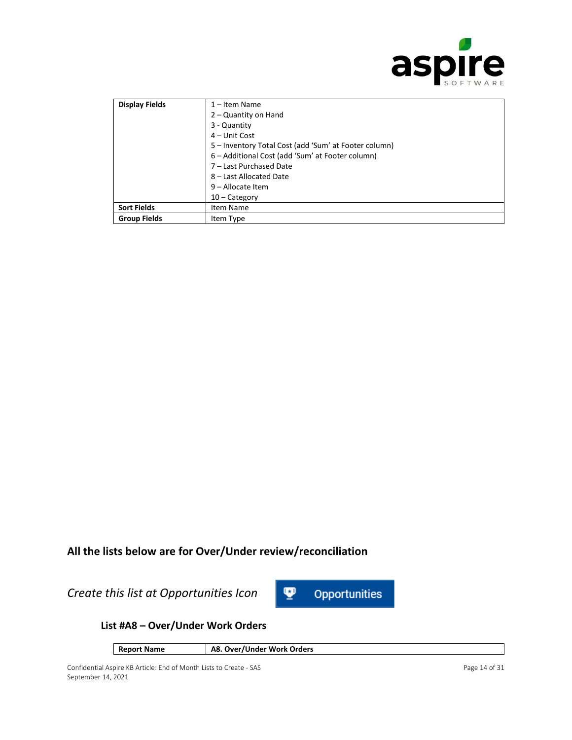| Display Fields | 1 – Item Name<br>2 – Quantity on Hand<br>3 - Quantity<br>4 – Unit Cost<br>5 – Inventory Total Cost (add 'Sum' at Footer column)<br>6 – Additional Cost (add 'Sum' at Footer column)<br>7 – Last Purchased Date<br>8 – Last Allocated Date<br>9 – Allocate Item<br>10 – Category |
|---|---|
| **Sort Fields** | Item Name |
| **Group Fields** | Item Type |

## All the lists below are for Over/Under review/reconciliation

*Create this list at Opportunities Icon* **Opportunities**

### List #A8 – Over/Under Work Orders

| **Report Name** | **A8. Over/Under Work Orders** |
|---|---|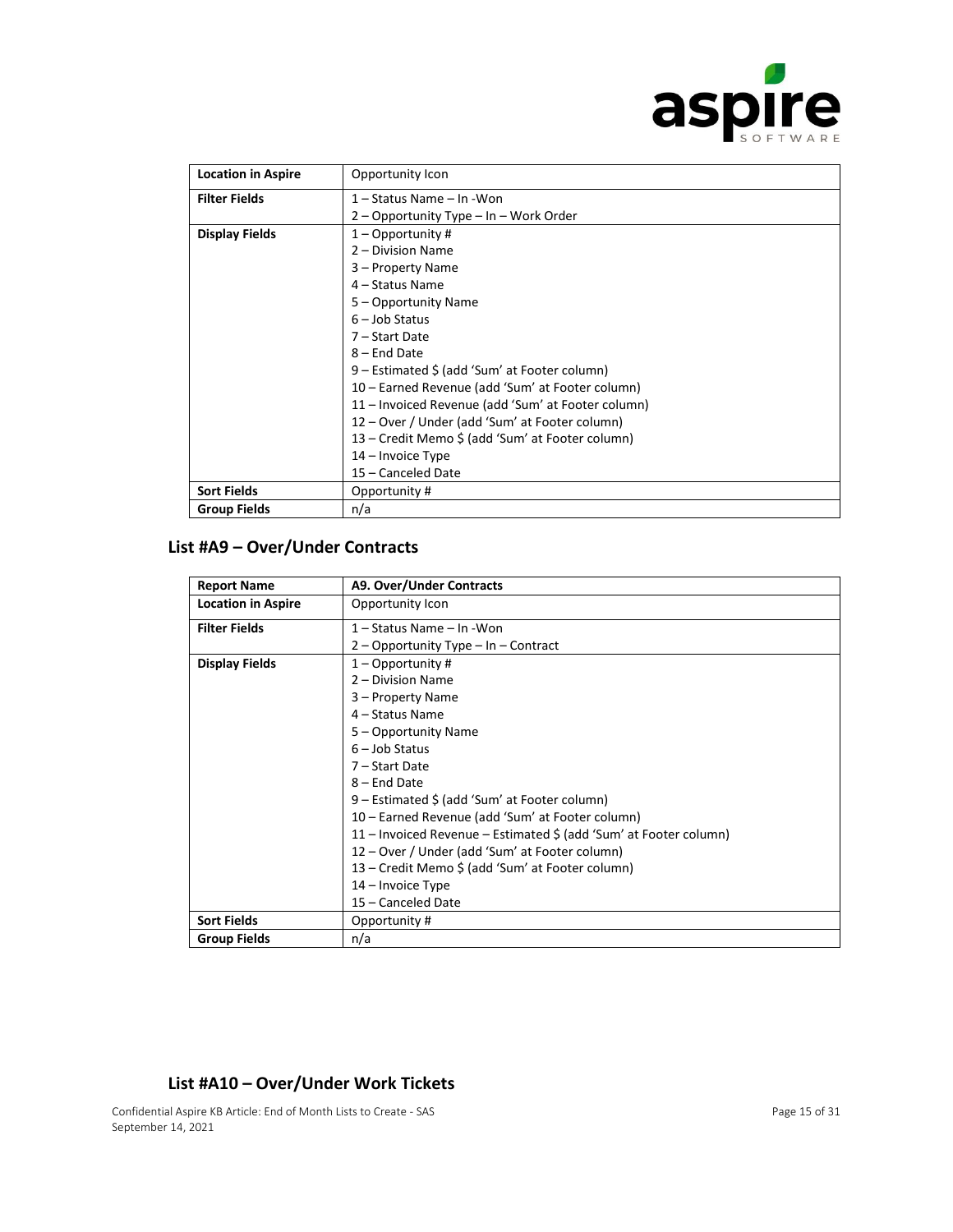| Location in Aspire | Opportunity Icon |
| --- | --- |
| **Filter Fields** | 1 – Status Name – In -Won<br>2 – Opportunity Type – In – Work Order |
| **Display Fields** | 1 – Opportunity #<br>2 – Division Name<br>3 – Property Name<br>4 – Status Name<br>5 – Opportunity Name<br>6 – Job Status<br>7 – Start Date<br>8 – End Date<br>9 – Estimated $ (add 'Sum' at Footer column)<br>10 – Earned Revenue (add 'Sum' at Footer column)<br>11 – Invoiced Revenue (add 'Sum' at Footer column)<br>12 – Over / Under (add 'Sum' at Footer column)<br>13 – Credit Memo $ (add 'Sum' at Footer column)<br>14 – Invoice Type<br>15 – Canceled Date |
| **Sort Fields** | Opportunity # |
| **Group Fields** | n/a |

## List #A9 – Over/Under Contracts

| Report Name | A9. Over/Under Contracts |
| --- | --- |
| **Location in Aspire** | Opportunity Icon |
| **Filter Fields** | 1 – Status Name – In -Won<br>2 – Opportunity Type – In – Contract |
| **Display Fields** | 1 – Opportunity #<br>2 – Division Name<br>3 – Property Name<br>4 – Status Name<br>5 – Opportunity Name<br>6 – Job Status<br>7 – Start Date<br>8 – End Date<br>9 – Estimated $ (add 'Sum' at Footer column)<br>10 – Earned Revenue (add 'Sum' at Footer column)<br>11 – Invoiced Revenue – Estimated $ (add 'Sum' at Footer column)<br>12 – Over / Under (add 'Sum' at Footer column)<br>13 – Credit Memo $ (add 'Sum' at Footer column)<br>14 – Invoice Type<br>15 – Canceled Date |
| **Sort Fields** | Opportunity # |
| **Group Fields** | n/a |

## List #A10 – Over/Under Work Tickets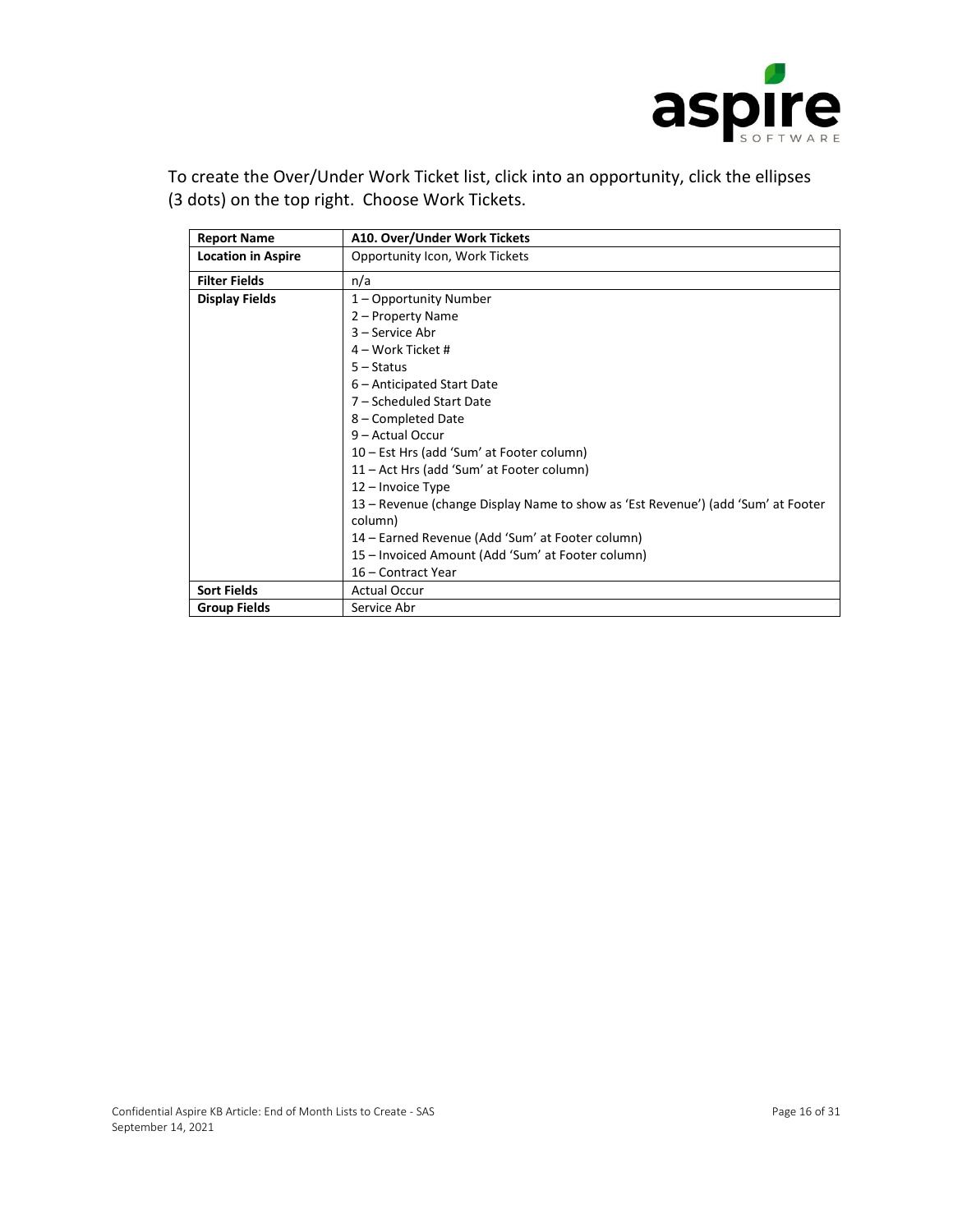To create the Over/Under Work Ticket list, click into an opportunity, click the ellipses (3 dots) on the top right. Choose Work Tickets.

| **Report Name** | **A10. Over/Under Work Tickets** |
|---|---|
| **Location in Aspire** | Opportunity Icon, Work Tickets |
| **Filter Fields** | n/a |
| **Display Fields** | 1 – Opportunity Number<br>2 – Property Name<br>3 – Service Abr<br>4 – Work Ticket #<br>5 – Status<br>6 – Anticipated Start Date<br>7 – Scheduled Start Date<br>8 – Completed Date<br>9 – Actual Occur<br>10 – Est Hrs (add 'Sum' at Footer column)<br>11 – Act Hrs (add 'Sum' at Footer column)<br>12 – Invoice Type<br>13 – Revenue (change Display Name to show as 'Est Revenue') (add 'Sum' at Footer column)<br>14 – Earned Revenue (Add 'Sum' at Footer column)<br>15 – Invoiced Amount (Add 'Sum' at Footer column)<br>16 – Contract Year |
| **Sort Fields** | Actual Occur |
| **Group Fields** | Service Abr |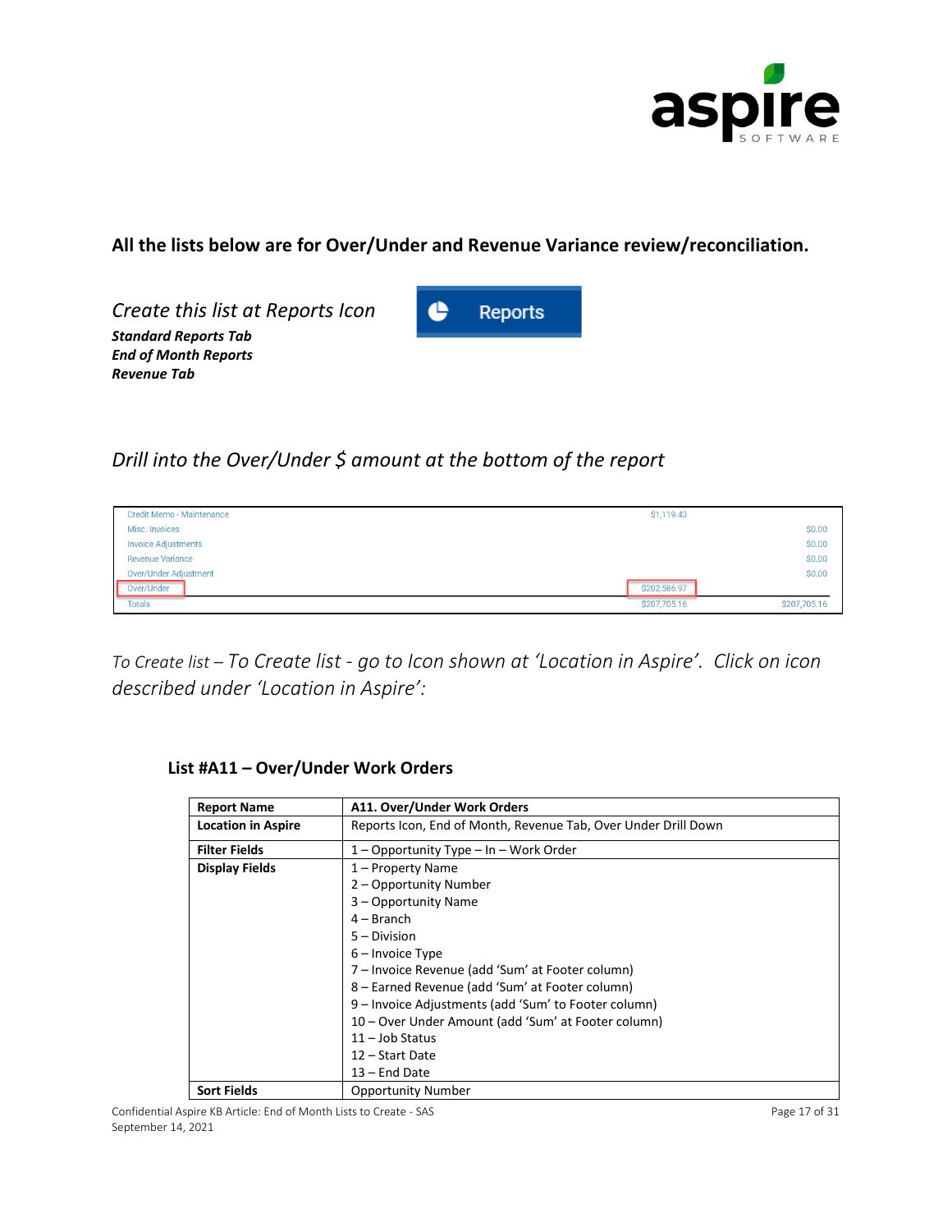**All the lists below are for Over/Under and Revenue Variance review/reconciliation.**

*Create this list at Reports Icon*

***Standard Reports Tab***
***End of Month Reports***
***Revenue Tab***

Reports

*Drill into the Over/Under $ amount at the bottom of the report*

| | | |
|---|---|---|
| Credit Memo - Maintenance | $1,119.43 | |
| Misc. Invoices | | $0.00 |
| Invoice Adjustments | | $0.00 |
| Revenue Variance | | $0.00 |
| Over/Under Adjustment | | $0.00 |
| Over/Under | $202,586.97 | |
| Totals | $207,705.16 | $207,705.16 |

*To Create list – To Create list - go to Icon shown at 'Location in Aspire'. Click on icon described under 'Location in Aspire':*

### List #A11 – Over/Under Work Orders

| **Report Name** | **A11. Over/Under Work Orders** |
|---|---|
| **Location in Aspire** | Reports Icon, End of Month, Revenue Tab, Over Under Drill Down |
| **Filter Fields** | 1 – Opportunity Type – In – Work Order |
| **Display Fields** | 1 – Property Name<br>2 – Opportunity Number<br>3 – Opportunity Name<br>4 – Branch<br>5 – Division<br>6 – Invoice Type<br>7 – Invoice Revenue (add 'Sum' at Footer column)<br>8 – Earned Revenue (add 'Sum' at Footer column)<br>9 – Invoice Adjustments (add 'Sum' to Footer column)<br>10 – Over Under Amount (add 'Sum' at Footer column)<br>11 – Job Status<br>12 – Start Date<br>13 – End Date |
| **Sort Fields** | Opportunity Number |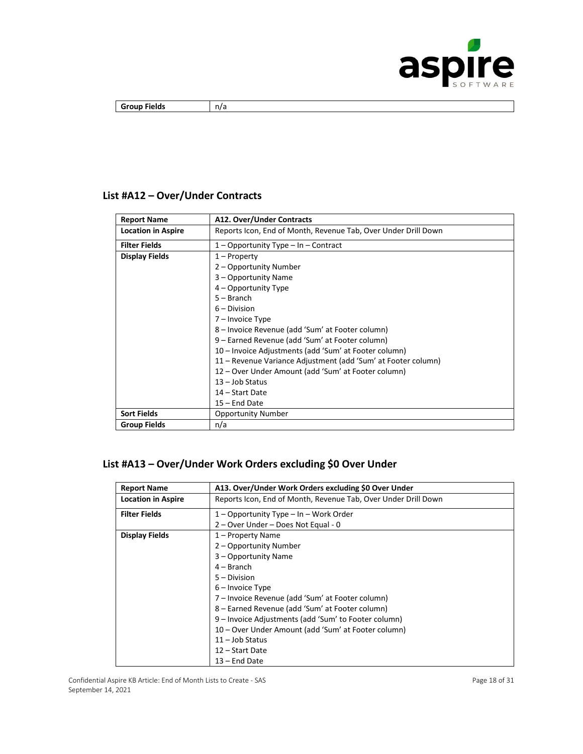| Group Fields | n/a |
|---|---|

## List #A12 – Over/Under Contracts

| Report Name | A12. Over/Under Contracts |
|---|---|
| Location in Aspire | Reports Icon, End of Month, Revenue Tab, Over Under Drill Down |
| Filter Fields | 1 – Opportunity Type – In – Contract |
| Display Fields | 1 – Property<br>2 – Opportunity Number<br>3 – Opportunity Name<br>4 – Opportunity Type<br>5 – Branch<br>6 – Division<br>7 – Invoice Type<br>8 – Invoice Revenue (add 'Sum' at Footer column)<br>9 – Earned Revenue (add 'Sum' at Footer column)<br>10 – Invoice Adjustments (add 'Sum' at Footer column)<br>11 – Revenue Variance Adjustment (add 'Sum' at Footer column)<br>12 – Over Under Amount (add 'Sum' at Footer column)<br>13 – Job Status<br>14 – Start Date<br>15 – End Date |
| Sort Fields | Opportunity Number |
| Group Fields | n/a |

## List #A13 – Over/Under Work Orders excluding $0 Over Under

| Report Name | A13. Over/Under Work Orders excluding $0 Over Under |
|---|---|
| Location in Aspire | Reports Icon, End of Month, Revenue Tab, Over Under Drill Down |
| Filter Fields | 1 – Opportunity Type – In – Work Order<br>2 – Over Under – Does Not Equal - 0 |
| Display Fields | 1 – Property Name<br>2 – Opportunity Number<br>3 – Opportunity Name<br>4 – Branch<br>5 – Division<br>6 – Invoice Type<br>7 – Invoice Revenue (add 'Sum' at Footer column)<br>8 – Earned Revenue (add 'Sum' at Footer column)<br>9 – Invoice Adjustments (add 'Sum' to Footer column)<br>10 – Over Under Amount (add 'Sum' at Footer column)<br>11 – Job Status<br>12 – Start Date<br>13 – End Date |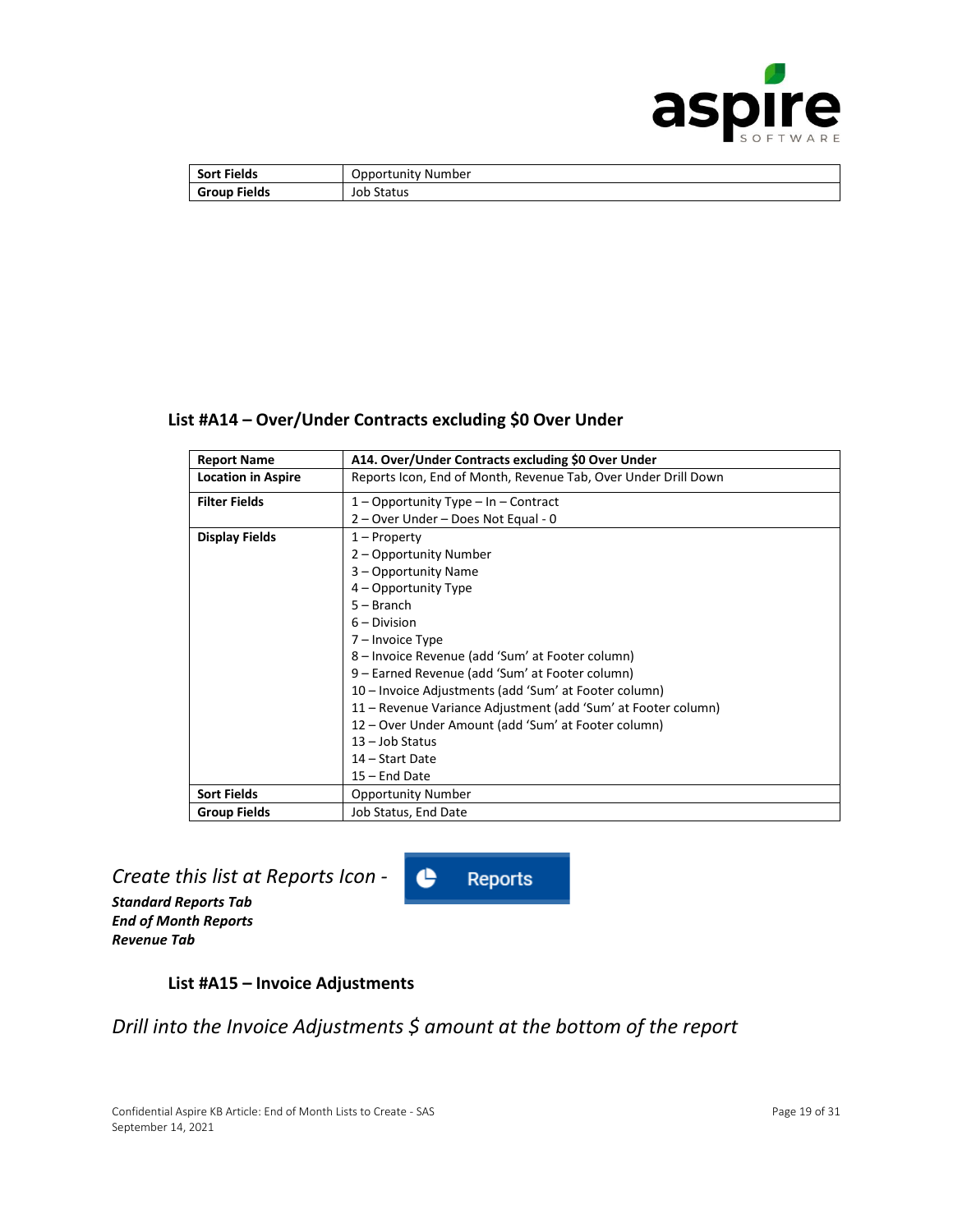| Sort Fields | Opportunity Number |
|---|---|
| Group Fields | Job Status |

### List #A14 – Over/Under Contracts excluding $0 Over Under

| Report Name | A14. Over/Under Contracts excluding $0 Over Under |
|---|---|
| Location in Aspire | Reports Icon, End of Month, Revenue Tab, Over Under Drill Down |
| Filter Fields | 1 – Opportunity Type – In – Contract<br>2 – Over Under – Does Not Equal - 0 |
| Display Fields | 1 – Property<br>2 – Opportunity Number<br>3 – Opportunity Name<br>4 – Opportunity Type<br>5 – Branch<br>6 – Division<br>7 – Invoice Type<br>8 – Invoice Revenue (add 'Sum' at Footer column)<br>9 – Earned Revenue (add 'Sum' at Footer column)<br>10 – Invoice Adjustments (add 'Sum' at Footer column)<br>11 – Revenue Variance Adjustment (add 'Sum' at Footer column)<br>12 – Over Under Amount (add 'Sum' at Footer column)<br>13 – Job Status<br>14 – Start Date<br>15 – End Date |
| Sort Fields | Opportunity Number |
| Group Fields | Job Status, End Date |

*Create this list at Reports Icon -*
***Standard Reports Tab***
***End of Month Reports***
***Revenue Tab***

Reports

### List #A15 – Invoice Adjustments

*Drill into the Invoice Adjustments $ amount at the bottom of the report*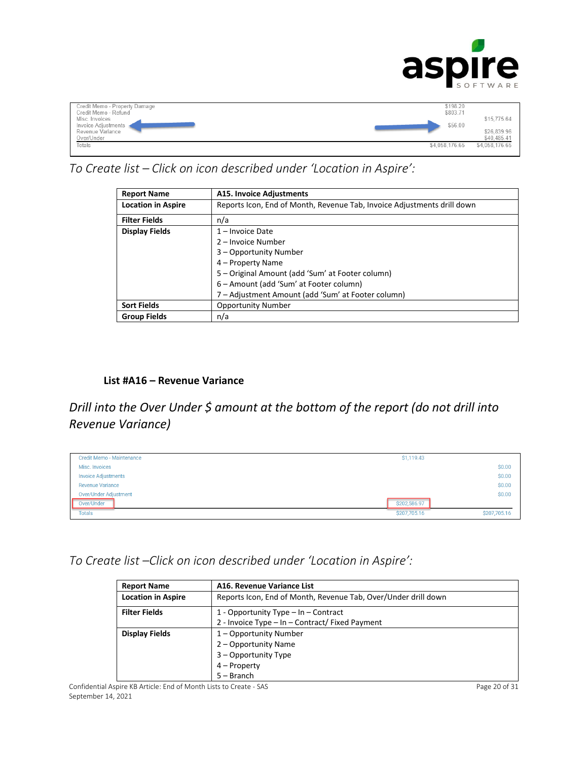| | | |
|---|---|---|
| Credit Memo - Property Damage | $198.20 | |
| Credit Memo - Refund | $803.71 | |
| Misc. Invoices | | $15,775.64 |
| Invoice Adjustments | $56.00 | |
| Revenue Variance | | $26,839.96 |
| Over/Under | | $40,485.41 |
| Totals | $4,058,176.65 | $4,058,176.65 |

*To Create list – Click on icon described under 'Location in Aspire':*

| **Report Name** | **A15. Invoice Adjustments** |
|---|---|
| **Location in Aspire** | Reports Icon, End of Month, Revenue Tab, Invoice Adjustments drill down |
| **Filter Fields** | n/a |
| **Display Fields** | 1 – Invoice Date<br>2 – Invoice Number<br>3 – Opportunity Number<br>4 – Property Name<br>5 – Original Amount (add 'Sum' at Footer column)<br>6 – Amount (add 'Sum' at Footer column)<br>7 – Adjustment Amount (add 'Sum' at Footer column) |
| **Sort Fields** | Opportunity Number |
| **Group Fields** | n/a |

### List #A16 – Revenue Variance

*Drill into the Over Under $ amount at the bottom of the report (do not drill into Revenue Variance)*

| | | |
|---|---|---|
| Credit Memo - Maintenance | $1,119.43 | |
| Misc. Invoices | | $0.00 |
| Invoice Adjustments | | $0.00 |
| Revenue Variance | | $0.00 |
| Over/Under Adjustment | | $0.00 |
| Over/Under | $202,586.97 | |
| Totals | $207,705.16 | $207,705.16 |

*To Create list –Click on icon described under 'Location in Aspire':*

| **Report Name** | **A16. Revenue Variance List** |
|---|---|
| **Location in Aspire** | Reports Icon, End of Month, Revenue Tab, Over/Under drill down |
| **Filter Fields** | 1 - Opportunity Type – In – Contract<br>2 - Invoice Type – In – Contract/ Fixed Payment |
| **Display Fields** | 1 – Opportunity Number<br>2 – Opportunity Name<br>3 – Opportunity Type<br>4 – Property<br>5 – Branch |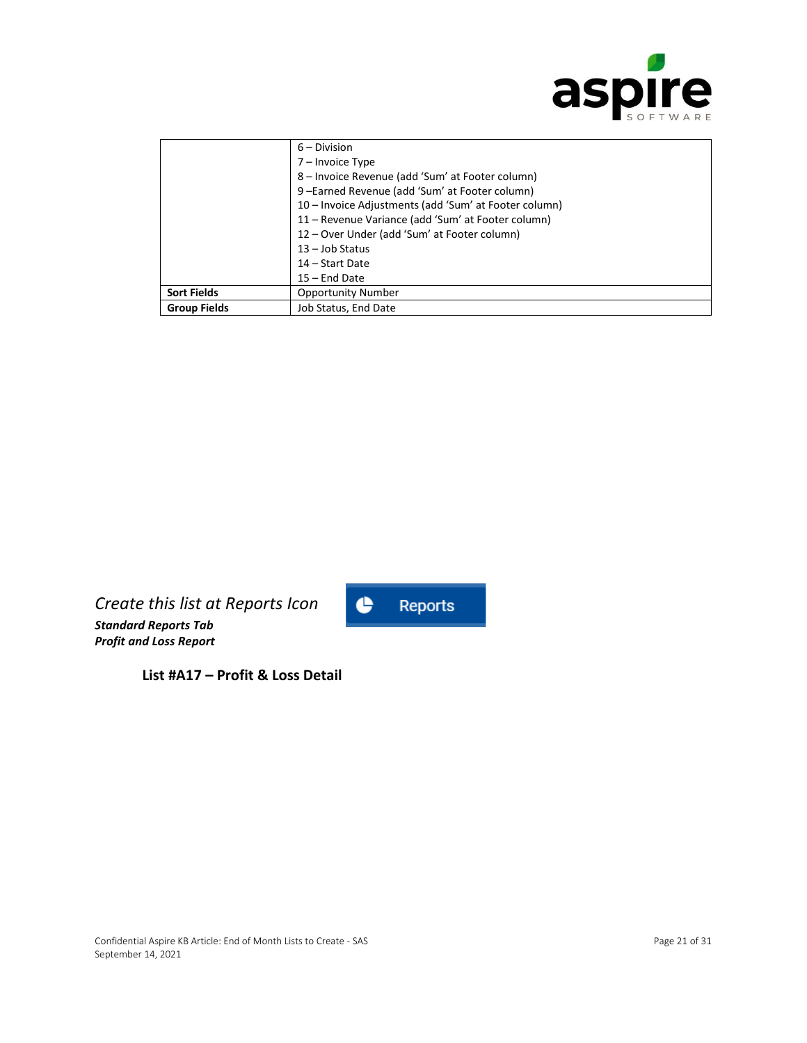| | |
|---|---|
| | 6 – Division<br>7 – Invoice Type<br>8 – Invoice Revenue (add 'Sum' at Footer column)<br>9 –Earned Revenue (add 'Sum' at Footer column)<br>10 – Invoice Adjustments (add 'Sum' at Footer column)<br>11 – Revenue Variance (add 'Sum' at Footer column)<br>12 – Over Under (add 'Sum' at Footer column)<br>13 – Job Status<br>14 – Start Date<br>15 – End Date |
| **Sort Fields** | Opportunity Number |
| **Group Fields** | Job Status, End Date |

*Create this list at Reports Icon*

***Standard Reports Tab***

***Profit and Loss Report***

Reports

**List #A17 – Profit & Loss Detail**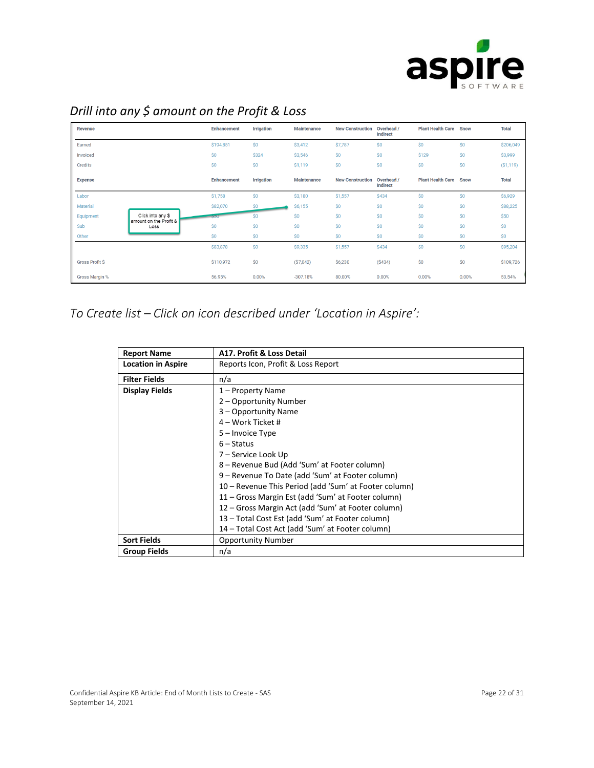*Drill into any $ amount on the Profit & Loss*

| Revenue | Enhancement | Irrigation | Maintenance | New Construction | Overhead / Indirect | Plant Health Care | Snow | Total |
|---|---|---|---|---|---|---|---|---|
| Earned | $194,851 | $0 | $3,412 | $7,787 | $0 | $0 | $0 | $206,049 |
| Invoiced | $0 | $324 | $3,546 | $0 | $0 | $129 | $0 | $3,999 |
| Credits | $0 | $0 | $1,119 | $0 | $0 | $0 | $0 | ($1,119) |
| **Expense** | **Enhancement** | **Irrigation** | **Maintenance** | **New Construction** | **Overhead / Indirect** | **Plant Health Care** | **Snow** | **Total** |
| Labor | $1,758 | $0 | $3,180 | $1,557 | $434 | $0 | $0 | $6,929 |
| Material | $82,070 | $0 | $6,155 | $0 | $0 | $0 | $0 | $88,225 |
| Equipment | $50 | $0 | $0 | $0 | $0 | $0 | $0 | $50 |
| Sub | $0 | $0 | $0 | $0 | $0 | $0 | $0 | $0 |
| Other | $0 | $0 | $0 | $0 | $0 | $0 | $0 | $0 |
| | $83,878 | $0 | $9,335 | $1,557 | $434 | $0 | $0 | $95,204 |
| Gross Profit $ | $110,972 | $0 | ($7,042) | $6,230 | ($434) | $0 | $0 | $109,726 |
| Gross Margin % | 56.95% | 0.00% | -307.18% | 80.00% | 0.00% | 0.00% | 0.00% | 53.54% |

Click into any $ amount on the Profit & Loss

*To Create list – Click on icon described under 'Location in Aspire':*

| **Report Name** | **A17. Profit & Loss Detail** |
|---|---|
| **Location in Aspire** | Reports Icon, Profit & Loss Report |
| **Filter Fields** | n/a |
| **Display Fields** | 1 – Property Name<br>2 – Opportunity Number<br>3 – Opportunity Name<br>4 – Work Ticket #<br>5 – Invoice Type<br>6 – Status<br>7 – Service Look Up<br>8 – Revenue Bud (Add 'Sum' at Footer column)<br>9 – Revenue To Date (add 'Sum' at Footer column)<br>10 – Revenue This Period (add 'Sum' at Footer column)<br>11 – Gross Margin Est (add 'Sum' at Footer column)<br>12 – Gross Margin Act (add 'Sum' at Footer column)<br>13 – Total Cost Est (add 'Sum' at Footer column)<br>14 – Total Cost Act (add 'Sum' at Footer column) |
| **Sort Fields** | Opportunity Number |
| **Group Fields** | n/a |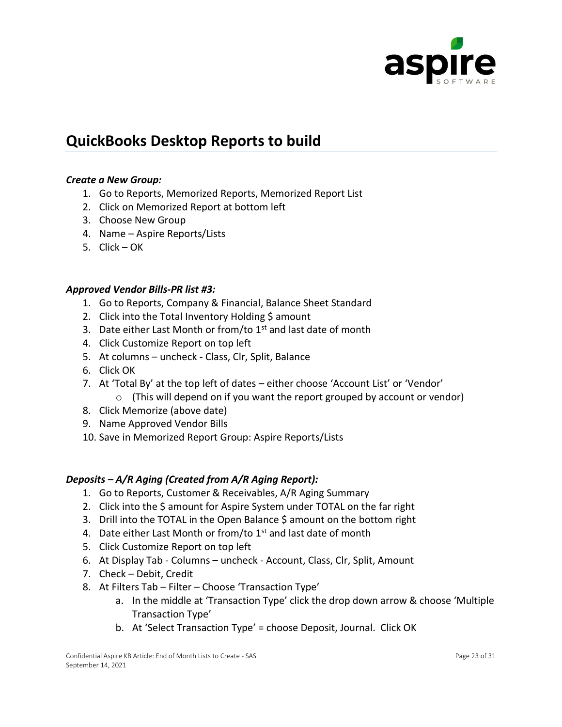## QuickBooks Desktop Reports to build

***Create a New Group:***

1. Go to Reports, Memorized Reports, Memorized Report List
2. Click on Memorized Report at bottom left
3. Choose New Group
4. Name – Aspire Reports/Lists
5. Click – OK

***Approved Vendor Bills-PR list #3:***

1. Go to Reports, Company & Financial, Balance Sheet Standard
2. Click into the Total Inventory Holding $ amount
3. Date either Last Month or from/to 1st and last date of month
4. Click Customize Report on top left
5. At columns – uncheck - Class, Clr, Split, Balance
6. Click OK
7. At 'Total By' at the top left of dates – either choose 'Account List' or 'Vendor'
   - (This will depend on if you want the report grouped by account or vendor)
8. Click Memorize (above date)
9. Name Approved Vendor Bills
10. Save in Memorized Report Group: Aspire Reports/Lists

***Deposits – A/R Aging (Created from A/R Aging Report):***

1. Go to Reports, Customer & Receivables, A/R Aging Summary
2. Click into the $ amount for Aspire System under TOTAL on the far right
3. Drill into the TOTAL in the Open Balance $ amount on the bottom right
4. Date either Last Month or from/to 1st and last date of month
5. Click Customize Report on top left
6. At Display Tab - Columns – uncheck - Account, Class, Clr, Split, Amount
7. Check – Debit, Credit
8. At Filters Tab – Filter – Choose 'Transaction Type'
   a. In the middle at 'Transaction Type' click the drop down arrow & choose 'Multiple Transaction Type'
   b. At 'Select Transaction Type' = choose Deposit, Journal. Click OK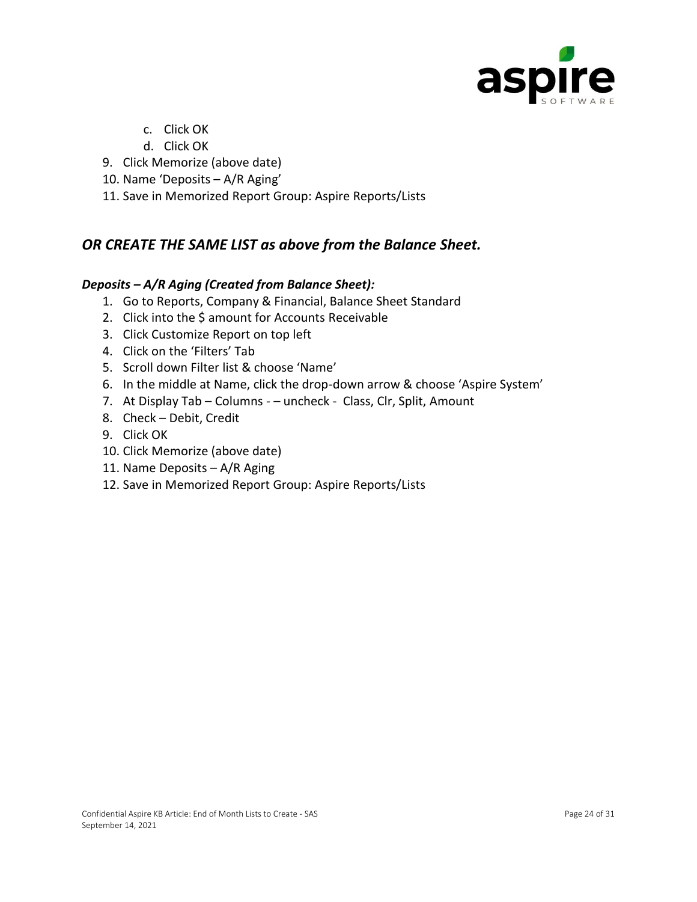c. Click OK
d. Click OK

9. Click Memorize (above date)
10. Name 'Deposits – A/R Aging'
11. Save in Memorized Report Group: Aspire Reports/Lists

## *OR CREATE THE SAME LIST as above from the Balance Sheet.*

### *Deposits – A/R Aging (Created from Balance Sheet):*

1. Go to Reports, Company & Financial, Balance Sheet Standard
2. Click into the $ amount for Accounts Receivable
3. Click Customize Report on top left
4. Click on the 'Filters' Tab
5. Scroll down Filter list & choose 'Name'
6. In the middle at Name, click the drop-down arrow & choose 'Aspire System'
7. At Display Tab – Columns - – uncheck - Class, Clr, Split, Amount
8. Check – Debit, Credit
9. Click OK
10. Click Memorize (above date)
11. Name Deposits – A/R Aging
12. Save in Memorized Report Group: Aspire Reports/Lists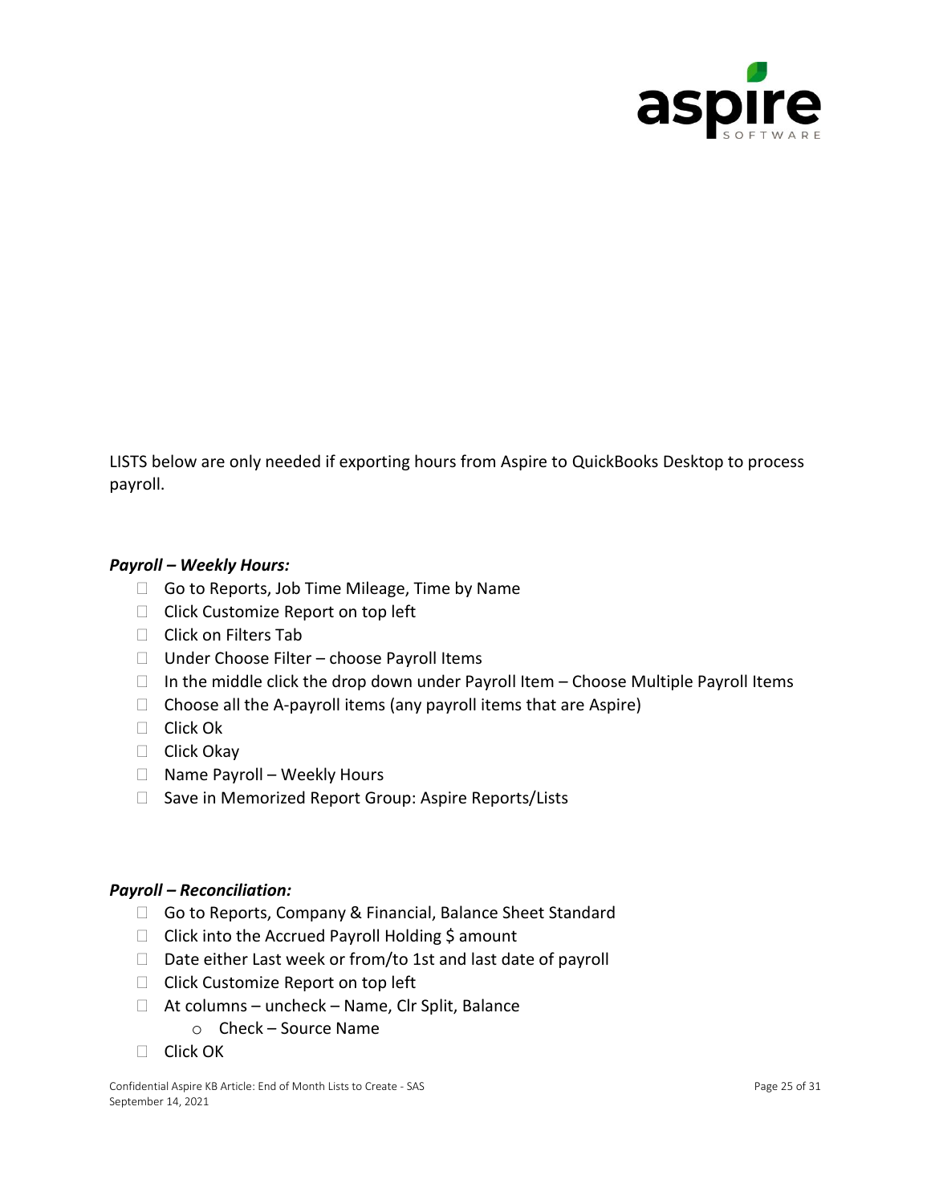LISTS below are only needed if exporting hours from Aspire to QuickBooks Desktop to process payroll.

***Payroll – Weekly Hours:***

- Go to Reports, Job Time Mileage, Time by Name
- Click Customize Report on top left
- Click on Filters Tab
- Under Choose Filter – choose Payroll Items
- In the middle click the drop down under Payroll Item – Choose Multiple Payroll Items
- Choose all the A-payroll items (any payroll items that are Aspire)
- Click Ok
- Click Okay
- Name Payroll – Weekly Hours
- Save in Memorized Report Group: Aspire Reports/Lists

***Payroll – Reconciliation:***

- Go to Reports, Company & Financial, Balance Sheet Standard
- Click into the Accrued Payroll Holding $ amount
- Date either Last week or from/to 1st and last date of payroll
- Click Customize Report on top left
- At columns – uncheck – Name, Clr Split, Balance
    - Check – Source Name
- Click OK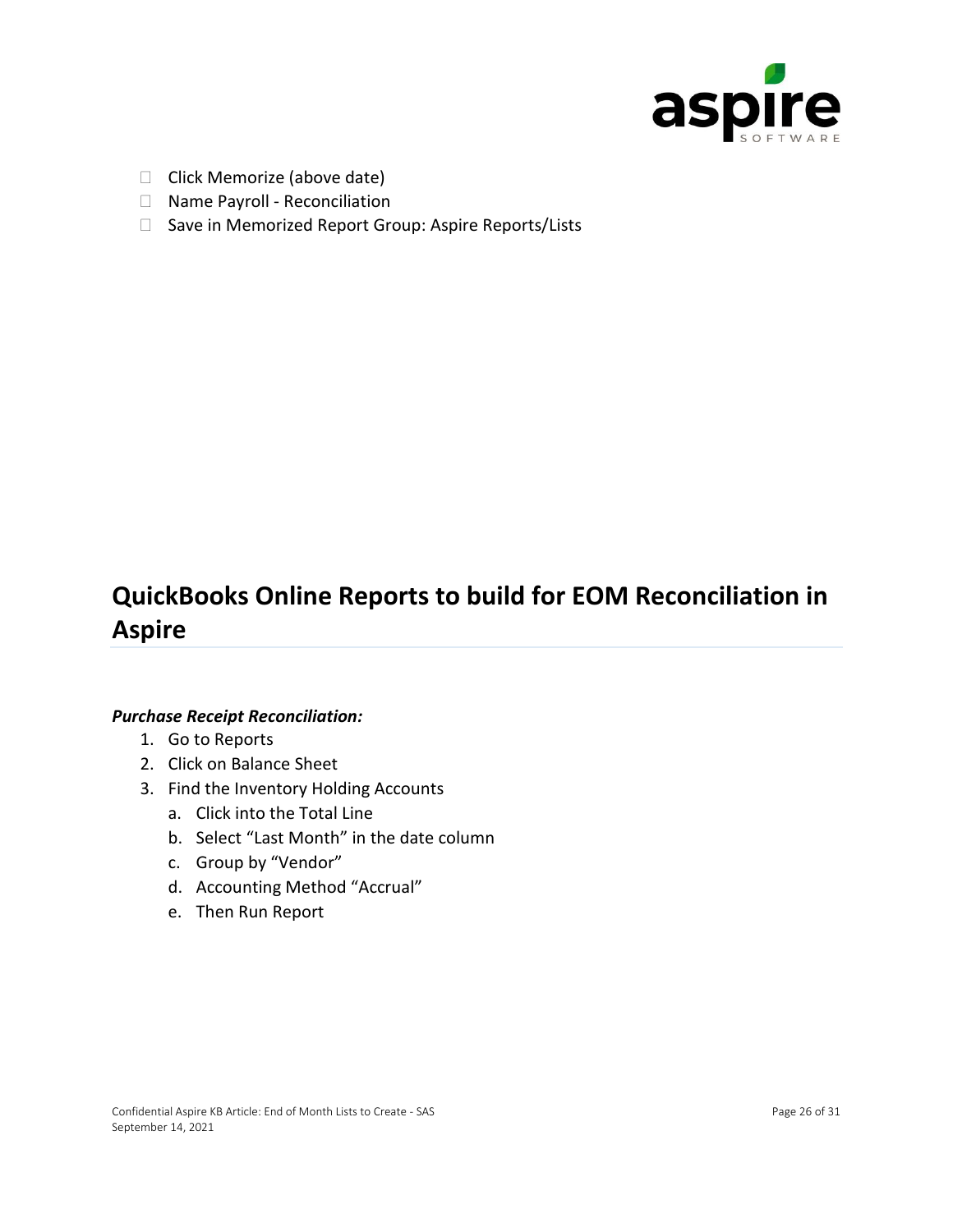- Click Memorize (above date)
- Name Payroll - Reconciliation
- Save in Memorized Report Group: Aspire Reports/Lists

## QuickBooks Online Reports to build for EOM Reconciliation in Aspire

***Purchase Receipt Reconciliation:***

1. Go to Reports
2. Click on Balance Sheet
3. Find the Inventory Holding Accounts
    a. Click into the Total Line
    b. Select “Last Month” in the date column
    c. Group by “Vendor”
    d. Accounting Method “Accrual”
    e. Then Run Report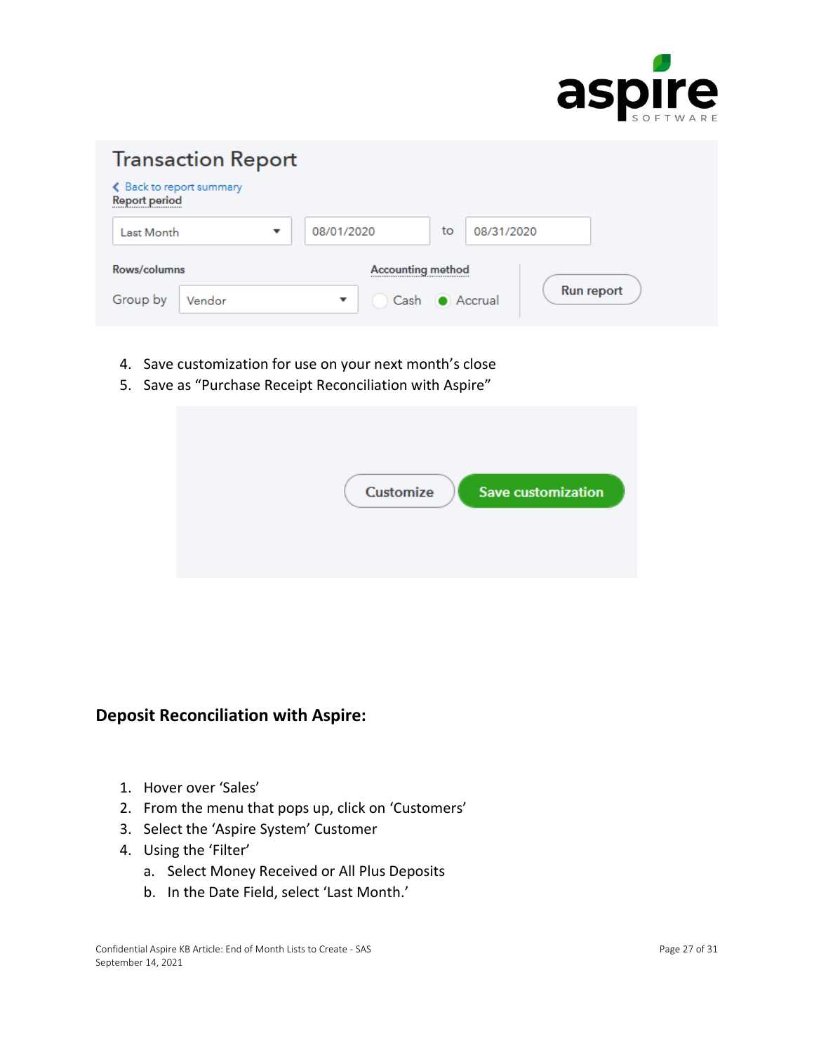4. Save customization for use on your next month's close
5. Save as "Purchase Receipt Reconciliation with Aspire"

**Deposit Reconciliation with Aspire:**

1. Hover over 'Sales'
2. From the menu that pops up, click on 'Customers'
3. Select the 'Aspire System' Customer
4. Using the 'Filter'
   a. Select Money Received or All Plus Deposits
   b. In the Date Field, select 'Last Month.'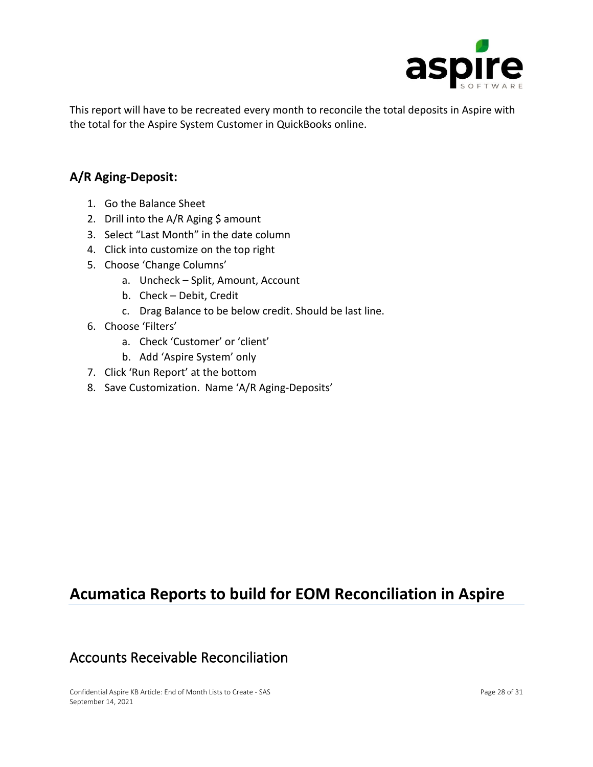This report will have to be recreated every month to reconcile the total deposits in Aspire with the total for the Aspire System Customer in QuickBooks online.

### A/R Aging-Deposit:

1. Go the Balance Sheet
2. Drill into the A/R Aging $ amount
3. Select "Last Month" in the date column
4. Click into customize on the top right
5. Choose 'Change Columns'
   a. Uncheck – Split, Amount, Account
   b. Check – Debit, Credit
   c. Drag Balance to be below credit. Should be last line.
6. Choose 'Filters'
   a. Check 'Customer' or 'client'
   b. Add 'Aspire System' only
7. Click 'Run Report' at the bottom
8. Save Customization. Name 'A/R Aging-Deposits'

# Acumatica Reports to build for EOM Reconciliation in Aspire

## Accounts Receivable Reconciliation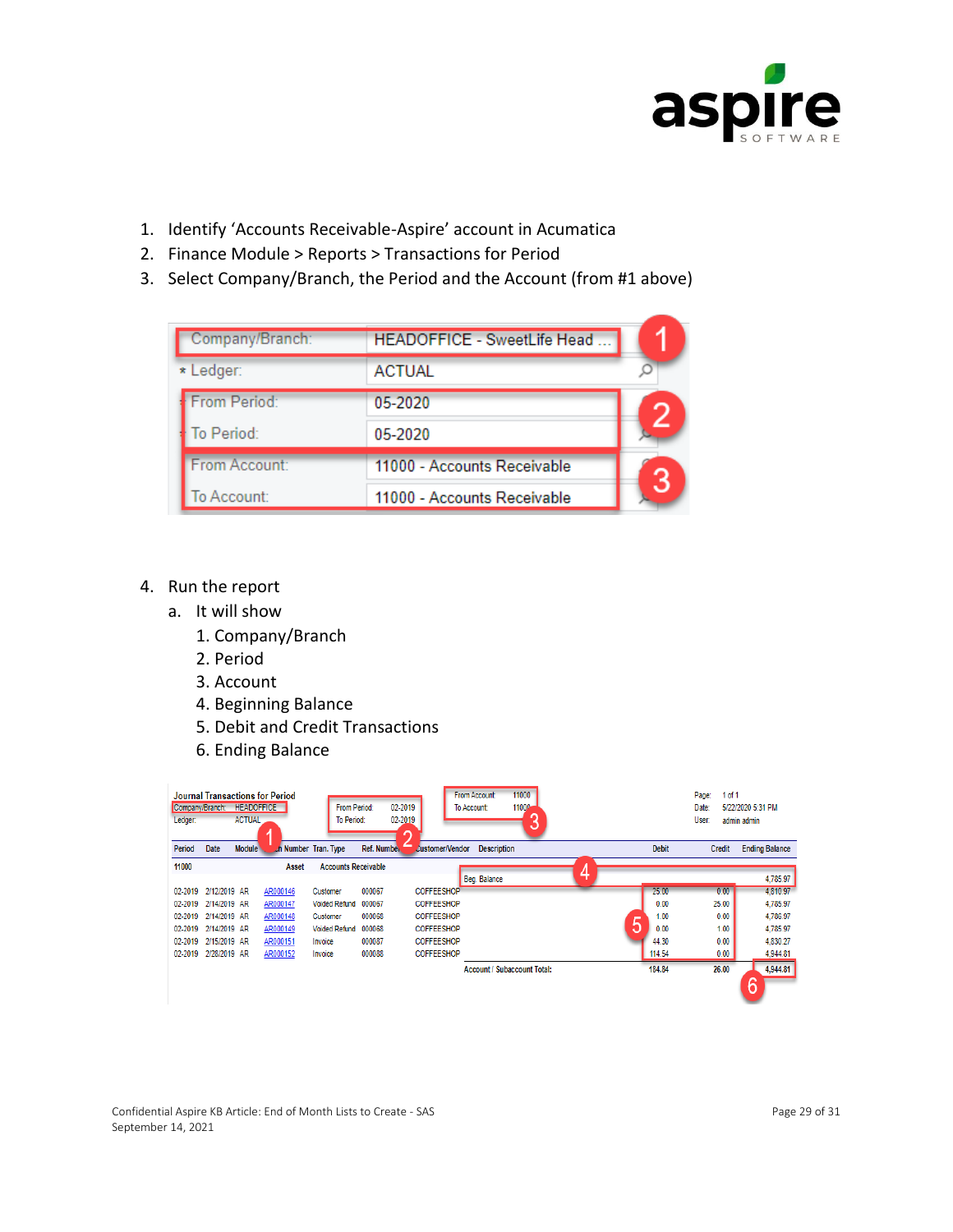1. Identify 'Accounts Receivable-Aspire' account in Acumatica
2. Finance Module > Reports > Transactions for Period
3. Select Company/Branch, the Period and the Account (from #1 above)

| | |
|---|---|
| Company/Branch: | HEADOFFICE - SweetLife Head ... |
| * Ledger: | ACTUAL |
| From Period: | 05-2020 |
| To Period: | 05-2020 |
| From Account: | 11000 - Accounts Receivable |
| To Account: | 11000 - Accounts Receivable |

4. Run the report
   a. It will show
      1. Company/Branch
      2. Period
      3. Account
      4. Beginning Balance
      5. Debit and Credit Transactions
      6. Ending Balance

Journal Transactions for Period
Company/Branch: HEADOFFICE
Ledger: ACTUAL
From Period: 02-2019
To Period: 02-2019
From Account: 11000
To Account: 11000
Page: 1 of 1
Date: 5/22/2020 5:31 PM
User: admin admin

| Period | Date | Module | Batch Number | Tran. Type | Ref. Number | Customer/Vendor | Description | Debit | Credit | Ending Balance |
|---|---|---|---|---|---|---|---|---|---|---|
| 11000 | | | Asset | Accounts Receivable | | | | | | |
| | | | | | | | Beg. Balance | | | 4,785.97 |
| 02-2019 | 2/12/2019 | AR | AR000146 | Customer | 000067 | COFFEESHOP | | 25.00 | 0.00 | 4,810.97 |
| 02-2019 | 2/14/2019 | AR | AR000147 | Voided Refund | 000067 | COFFEESHOP | | 0.00 | 25.00 | 4,785.97 |
| 02-2019 | 2/14/2019 | AR | AR000148 | Customer | 000068 | COFFEESHOP | | 1.00 | 0.00 | 4,786.97 |
| 02-2019 | 2/14/2019 | AR | AR000149 | Voided Refund | 000068 | COFFEESHOP | | 0.00 | 1.00 | 4,785.97 |
| 02-2019 | 2/15/2019 | AR | AR000151 | Invoice | 000087 | COFFEESHOP | | 44.30 | 0.00 | 4,830.27 |
| 02-2019 | 2/28/2019 | AR | AR000152 | Invoice | 000088 | COFFEESHOP | | 114.54 | 0.00 | 4,944.81 |
| | | | | | | | Account / Subaccount Total: | 184.84 | 26.00 | 4,944.81 |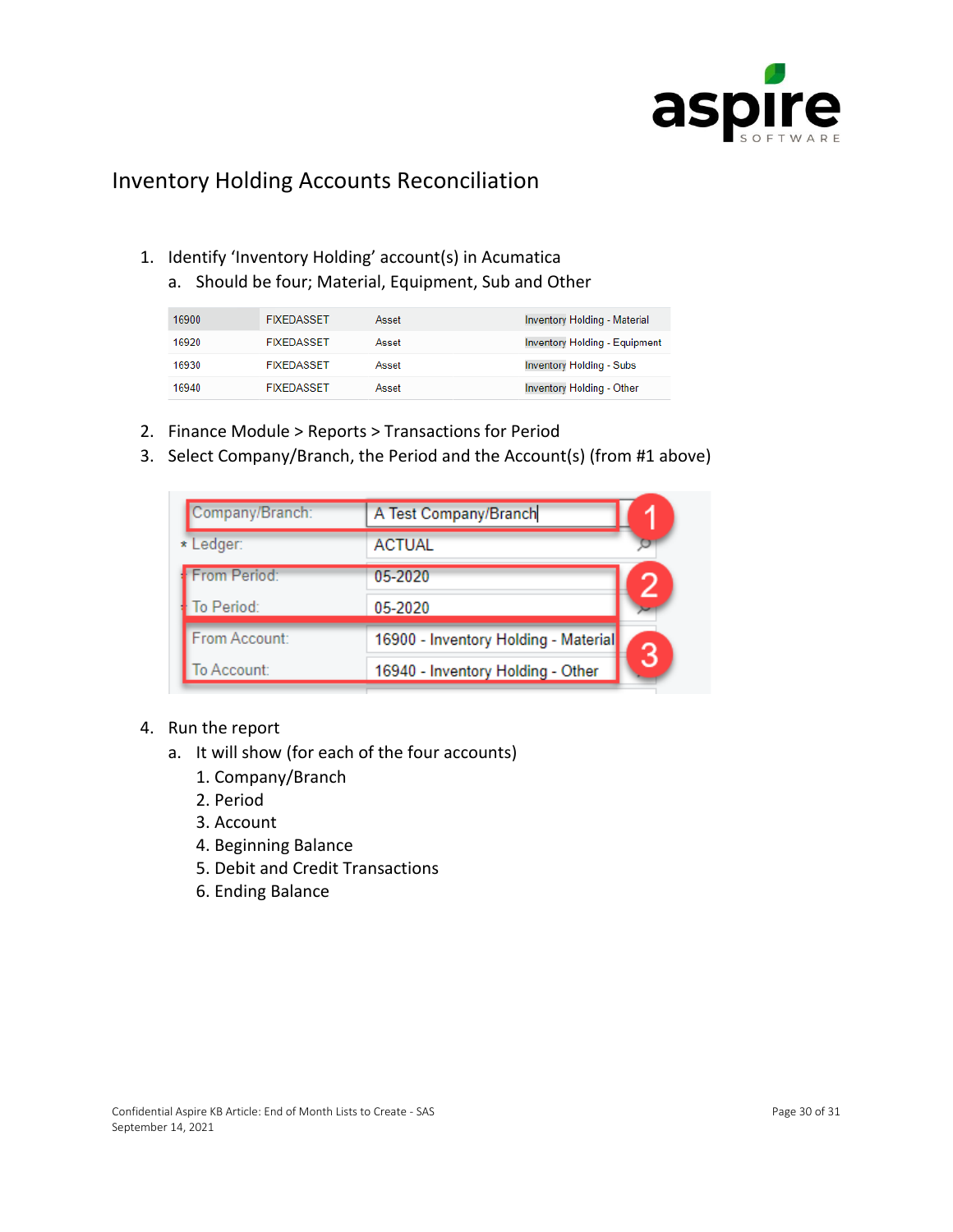# Inventory Holding Accounts Reconciliation

1. Identify 'Inventory Holding' account(s) in Acumatica
   a. Should be four; Material, Equipment, Sub and Other

| | | | |
|---|---|---|---|
| 16900 | FIXEDASSET | Asset | Inventory Holding - Material |
| 16920 | FIXEDASSET | Asset | Inventory Holding - Equipment |
| 16930 | FIXEDASSET | Asset | Inventory Holding - Subs |
| 16940 | FIXEDASSET | Asset | Inventory Holding - Other |

2. Finance Module > Reports > Transactions for Period
3. Select Company/Branch, the Period and the Account(s) (from #1 above)

| | |
|---|---|
| Company/Branch: | A Test Company/Branch |
| * Ledger: | ACTUAL |
| From Period: | 05-2020 |
| To Period: | 05-2020 |
| From Account: | 16900 - Inventory Holding - Material |
| To Account: | 16940 - Inventory Holding - Other |

4. Run the report
   a. It will show (for each of the four accounts)
      1. Company/Branch
      2. Period
      3. Account
      4. Beginning Balance
      5. Debit and Credit Transactions
      6. Ending Balance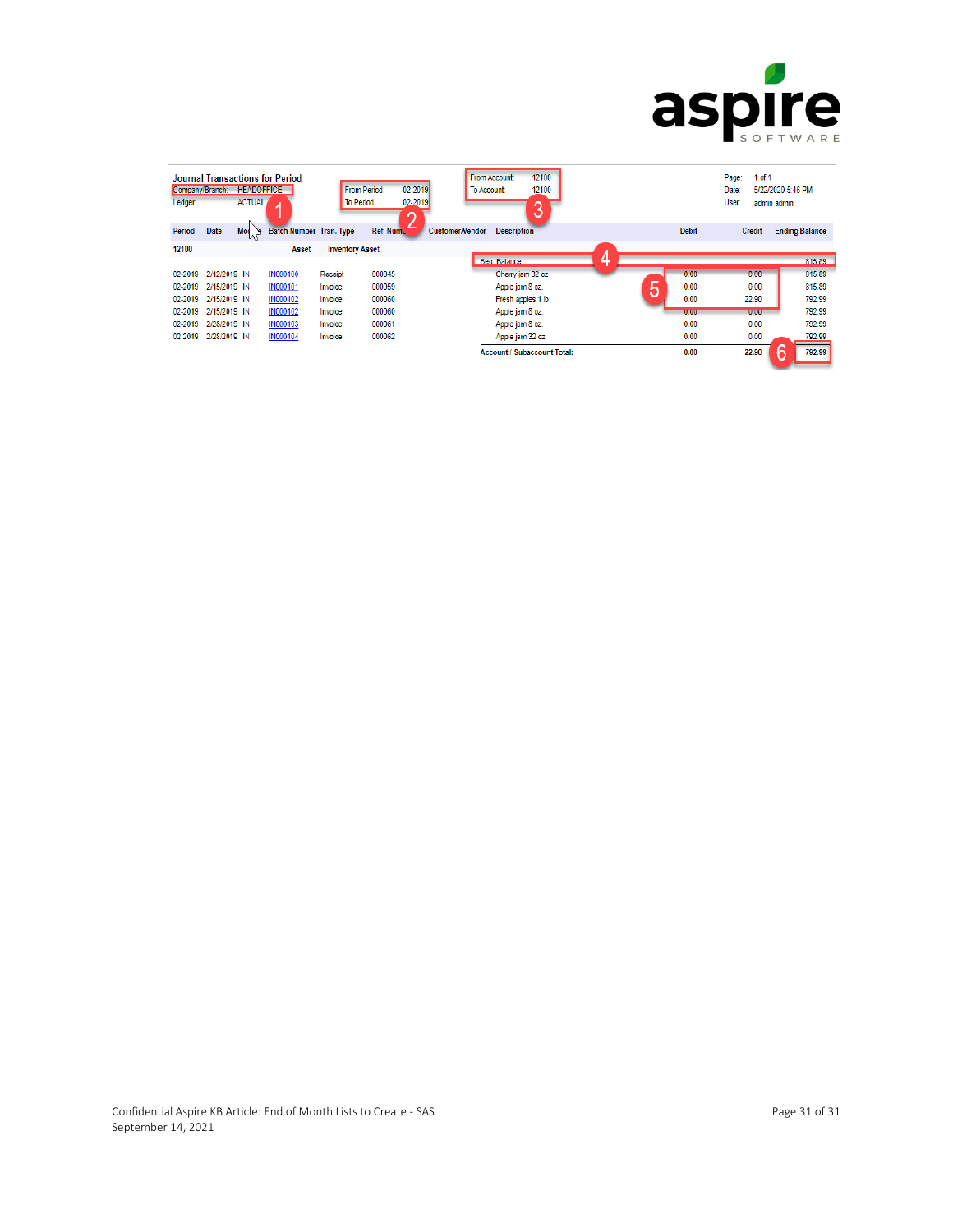**Journal Transactions for Period**

Company/Branch: HEADOFFICE
Ledger: ACTUAL

From Period: 02-2019
To Period: 02-2019

From Account: 12100
To Account: 12100

Page: 1 of 1
Date: 5/22/2020 5:46 PM
User: admin admin

| Period | Date | Module | Batch Number | Tran. Type | Ref. Number | Customer/Vendor | Description | Debit | Credit | Ending Balance |
|---|---|---|---|---|---|---|---|---|---|---|
| 12100 | | | Asset | Inventory Asset | | | | | | |
| | | | | | | | Beg. Balance | | | 815.89 |
| 02-2019 | 2/12/2019 | IN | IN000100 | Receipt | 000045 | | Cherry jam 32 oz | 0.00 | 0.00 | 815.89 |
| 02-2019 | 2/15/2019 | IN | IN000101 | Invoice | 000059 | | Apple jam 8 oz. | 0.00 | 0.00 | 815.89 |
| 02-2019 | 2/15/2019 | IN | IN000102 | Invoice | 000060 | | Fresh apples 1 lb | 0.00 | 22.90 | 792.99 |
| 02-2019 | 2/15/2019 | IN | IN000102 | Invoice | 000060 | | Apple jam 8 oz. | 0.00 | 0.00 | 792.99 |
| 02-2019 | 2/28/2019 | IN | IN000103 | Invoice | 000061 | | Apple jam 8 oz. | 0.00 | 0.00 | 792.99 |
| 02-2019 | 2/28/2019 | IN | IN000104 | Invoice | 000062 | | Apple jam 32 oz | 0.00 | 0.00 | 792.99 |
| | | | | | | | Account / Subaccount Total: | 0.00 | 22.90 | 792.99 |